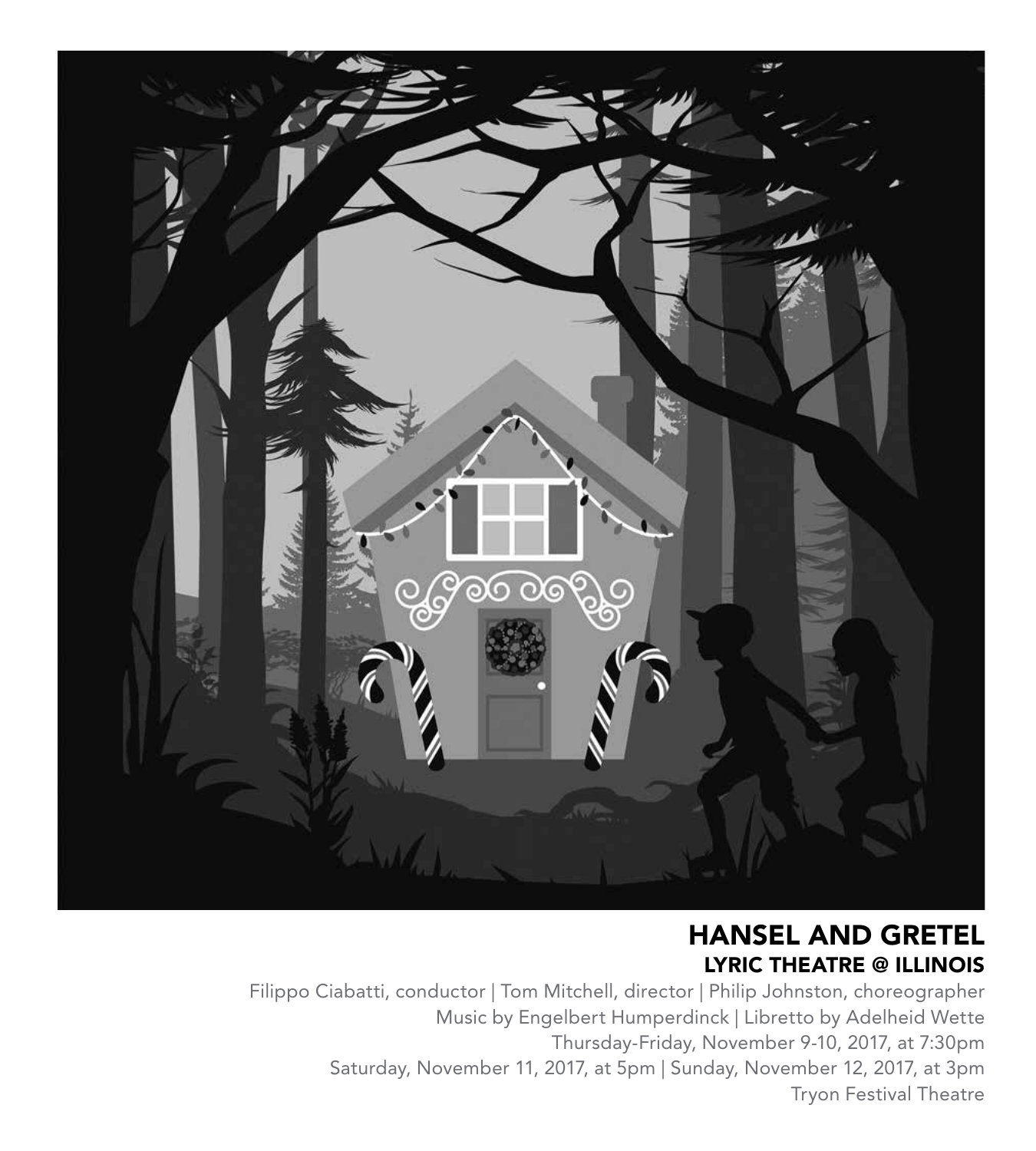# HANSEL AND GRETEL

## LYRIC THEATRE @ ILLINOIS

Filippo Ciabatti, conductor | Tom Mitchell, director | Philip Johnston, choreographer

Music by Engelbert Humperdinck | Libretto by Adelheid Wette

Thursday-Friday, November 9-10, 2017, at 7:30pm

Saturday, November 11, 2017, at 5pm | Sunday, November 12, 2017, at 3pm

Tryon Festival Theatre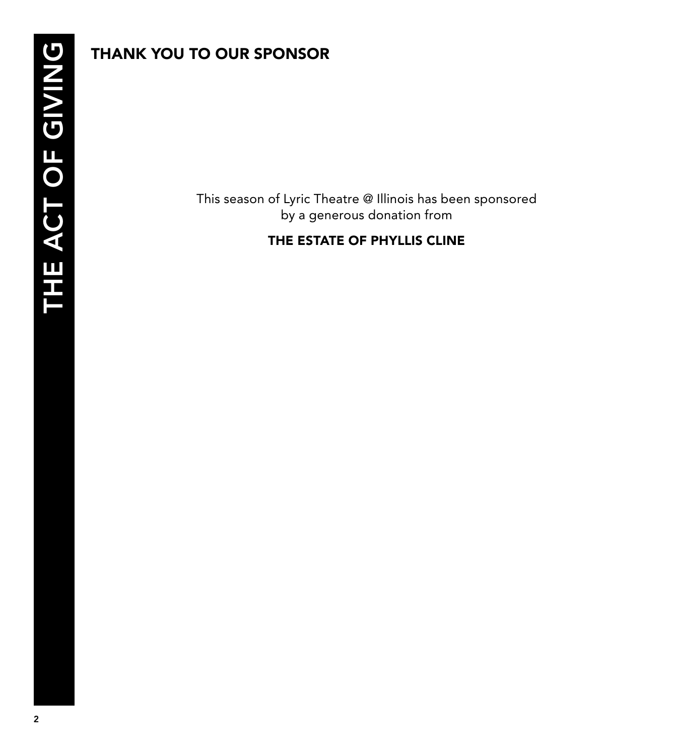## THANK YOU TO OUR SPONSOR

This season of Lyric Theatre @ Illinois has been sponsored by a generous donation from

**THE ESTATE OF PHYLLIS CLINE**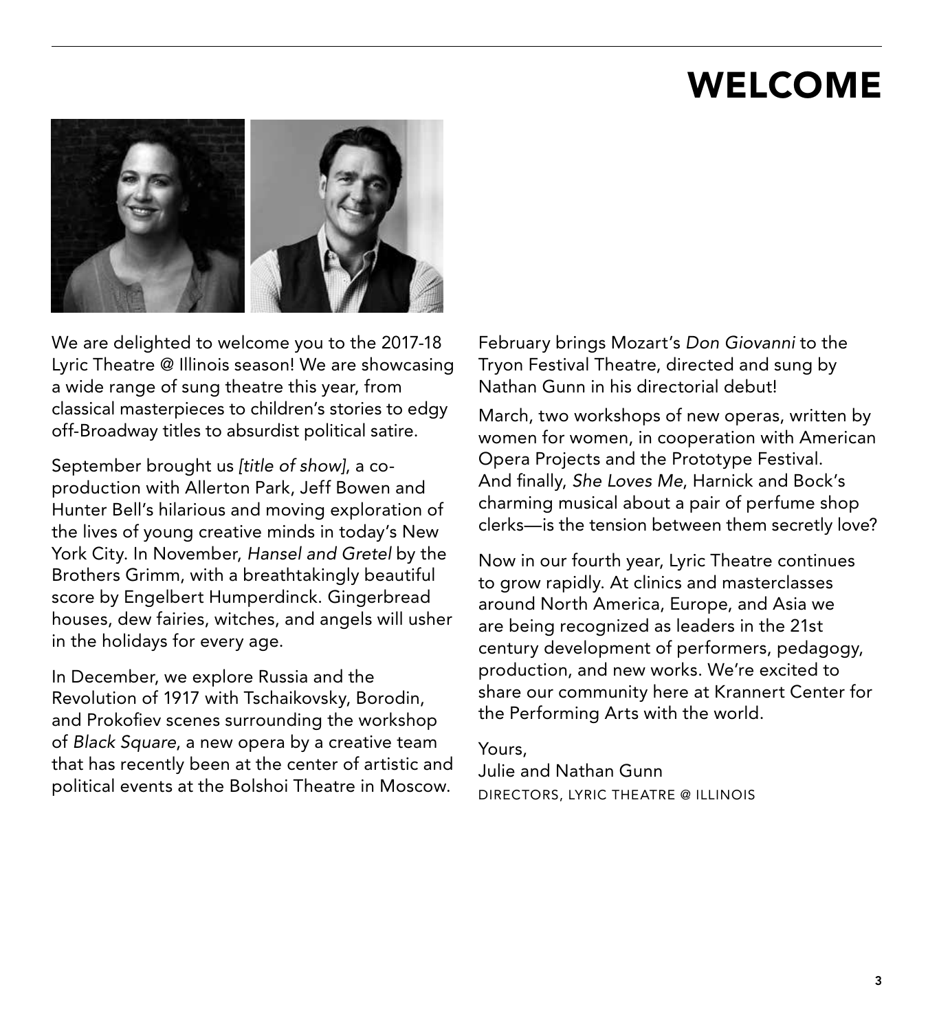# WELCOME

We are delighted to welcome you to the 2017-18 Lyric Theatre @ Illinois season! We are showcasing a wide range of sung theatre this year, from classical masterpieces to children's stories to edgy off-Broadway titles to absurdist political satire.

September brought us *[title of show]*, a co-production with Allerton Park, Jeff Bowen and Hunter Bell's hilarious and moving exploration of the lives of young creative minds in today's New York City. In November, *Hansel and Gretel* by the Brothers Grimm, with a breathtakingly beautiful score by Engelbert Humperdinck. Gingerbread houses, dew fairies, witches, and angels will usher in the holidays for every age.

In December, we explore Russia and the Revolution of 1917 with Tschaikovsky, Borodin, and Prokofiev scenes surrounding the workshop of *Black Square*, a new opera by a creative team that has recently been at the center of artistic and political events at the Bolshoi Theatre in Moscow.

February brings Mozart's *Don Giovanni* to the Tryon Festival Theatre, directed and sung by Nathan Gunn in his directorial debut!

March, two workshops of new operas, written by women for women, in cooperation with American Opera Projects and the Prototype Festival. And finally, *She Loves Me*, Harnick and Bock's charming musical about a pair of perfume shop clerks—is the tension between them secretly love?

Now in our fourth year, Lyric Theatre continues to grow rapidly. At clinics and masterclasses around North America, Europe, and Asia we are being recognized as leaders in the 21st century development of performers, pedagogy, production, and new works. We're excited to share our community here at Krannert Center for the Performing Arts with the world.

Yours,
Julie and Nathan Gunn
DIRECTORS, LYRIC THEATRE @ ILLINOIS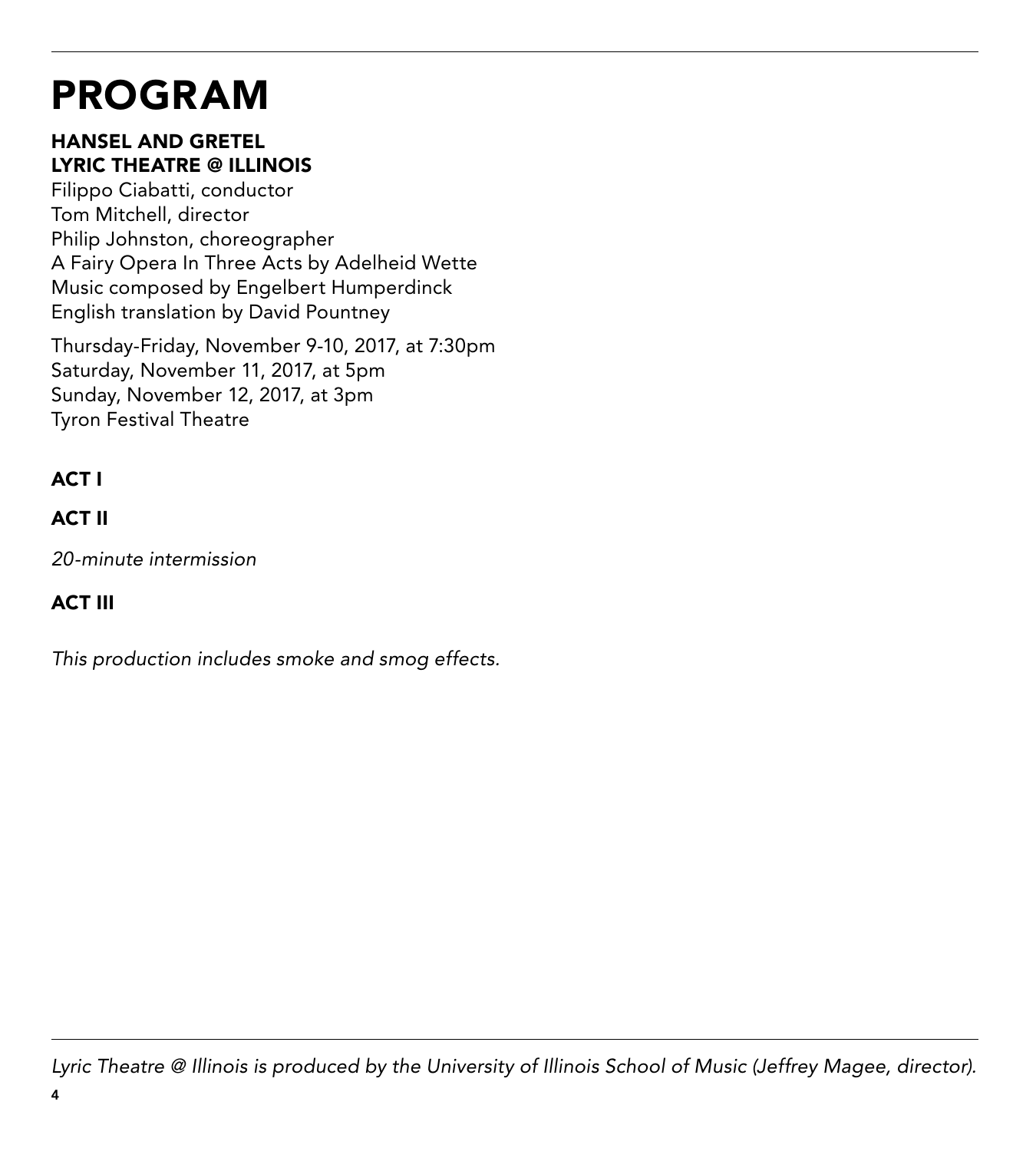# PROGRAM

**HANSEL AND GRETEL**
**LYRIC THEATRE @ ILLINOIS**
Filippo Ciabatti, conductor
Tom Mitchell, director
Philip Johnston, choreographer
A Fairy Opera In Three Acts by Adelheid Wette
Music composed by Engelbert Humperdinck
English translation by David Pountney

Thursday-Friday, November 9-10, 2017, at 7:30pm
Saturday, November 11, 2017, at 5pm
Sunday, November 12, 2017, at 3pm
Tyron Festival Theatre

**ACT I**

**ACT II**

*20-minute intermission*

**ACT III**

*This production includes smoke and smog effects.*

*Lyric Theatre @ Illinois is produced by the University of Illinois School of Music (Jeffrey Magee, director).*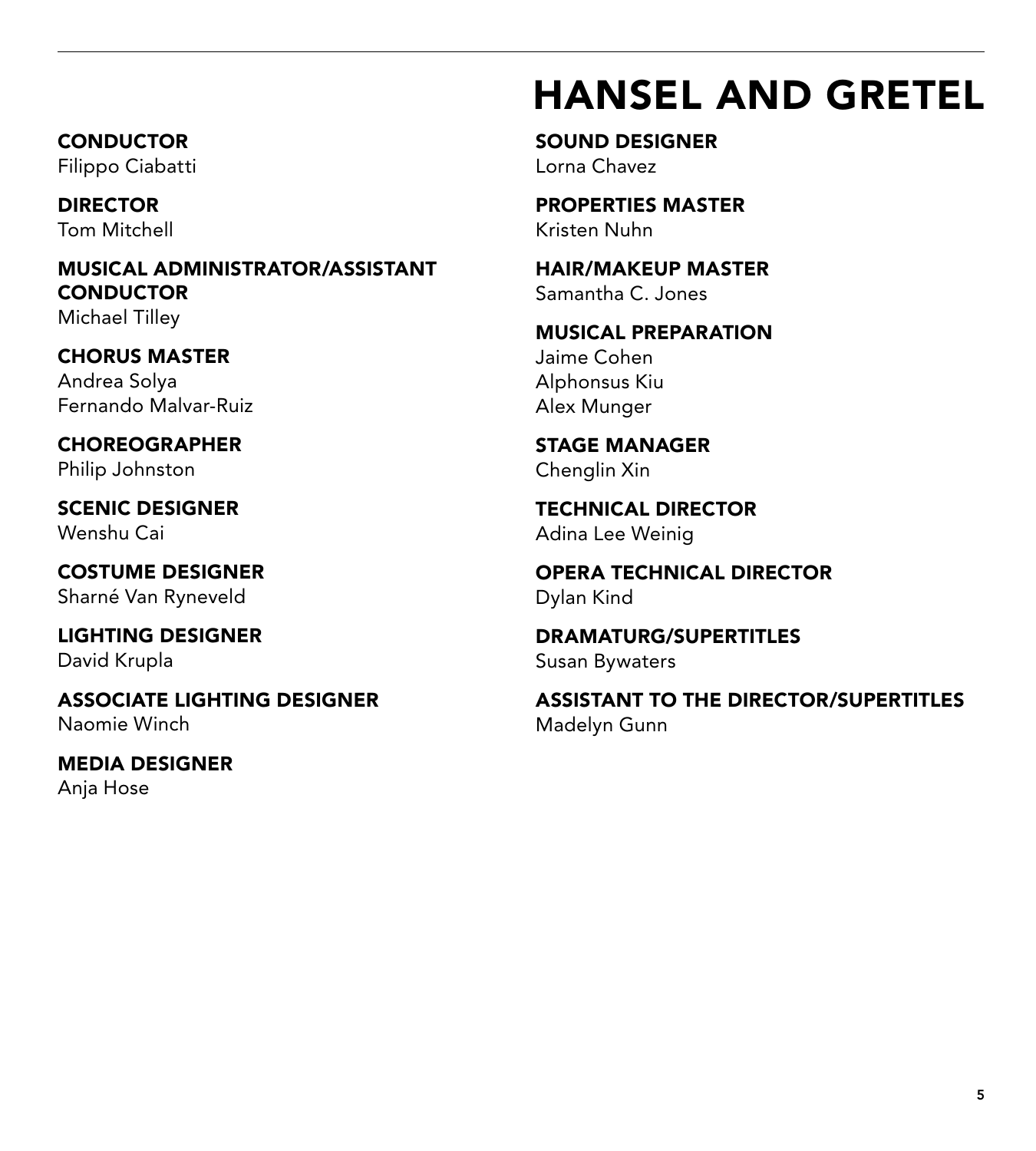# HANSEL AND GRETEL

**CONDUCTOR**
Filippo Ciabatti

**DIRECTOR**
Tom Mitchell

**MUSICAL ADMINISTRATOR/ASSISTANT CONDUCTOR**
Michael Tilley

**CHORUS MASTER**
Andrea Solya
Fernando Malvar-Ruiz

**CHOREOGRAPHER**
Philip Johnston

**SCENIC DESIGNER**
Wenshu Cai

**COSTUME DESIGNER**
Sharné Van Ryneveld

**LIGHTING DESIGNER**
David Krupla

**ASSOCIATE LIGHTING DESIGNER**
Naomie Winch

**MEDIA DESIGNER**
Anja Hose

**SOUND DESIGNER**
Lorna Chavez

**PROPERTIES MASTER**
Kristen Nuhn

**HAIR/MAKEUP MASTER**
Samantha C. Jones

**MUSICAL PREPARATION**
Jaime Cohen
Alphonsus Kiu
Alex Munger

**STAGE MANAGER**
Chenglin Xin

**TECHNICAL DIRECTOR**
Adina Lee Weinig

**OPERA TECHNICAL DIRECTOR**
Dylan Kind

**DRAMATURG/SUPERTITLES**
Susan Bywaters

**ASSISTANT TO THE DIRECTOR/SUPERTITLES**
Madelyn Gunn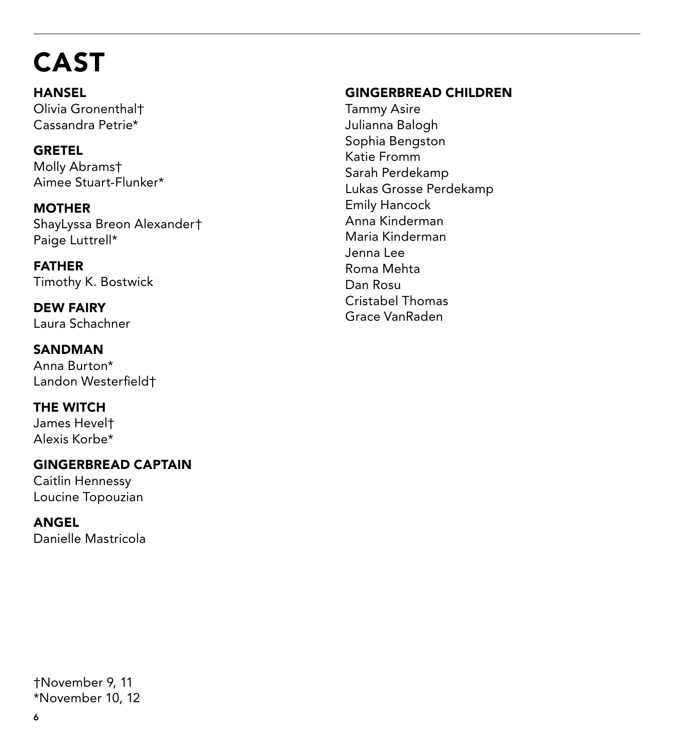# CAST

**HANSEL**
Olivia Gronenthal†
Cassandra Petrie*

**GRETEL**
Molly Abrams†
Aimee Stuart-Flunker*

**MOTHER**
ShayLyssa Breon Alexander†
Paige Luttrell*

**FATHER**
Timothy K. Bostwick

**DEW FAIRY**
Laura Schachner

**SANDMAN**
Anna Burton*
Landon Westerfield†

**THE WITCH**
James Hevel†
Alexis Korbe*

**GINGERBREAD CAPTAIN**
Caitlin Hennessy
Loucine Topouzian

**ANGEL**
Danielle Mastricola

**GINGERBREAD CHILDREN**
Tammy Asire
Julianna Balogh
Sophia Bengston
Katie Fromm
Sarah Perdekamp
Lukas Grosse Perdekamp
Emily Hancock
Anna Kinderman
Maria Kinderman
Jenna Lee
Roma Mehta
Dan Rosu
Cristabel Thomas
Grace VanRaden

†November 9, 11
*November 10, 12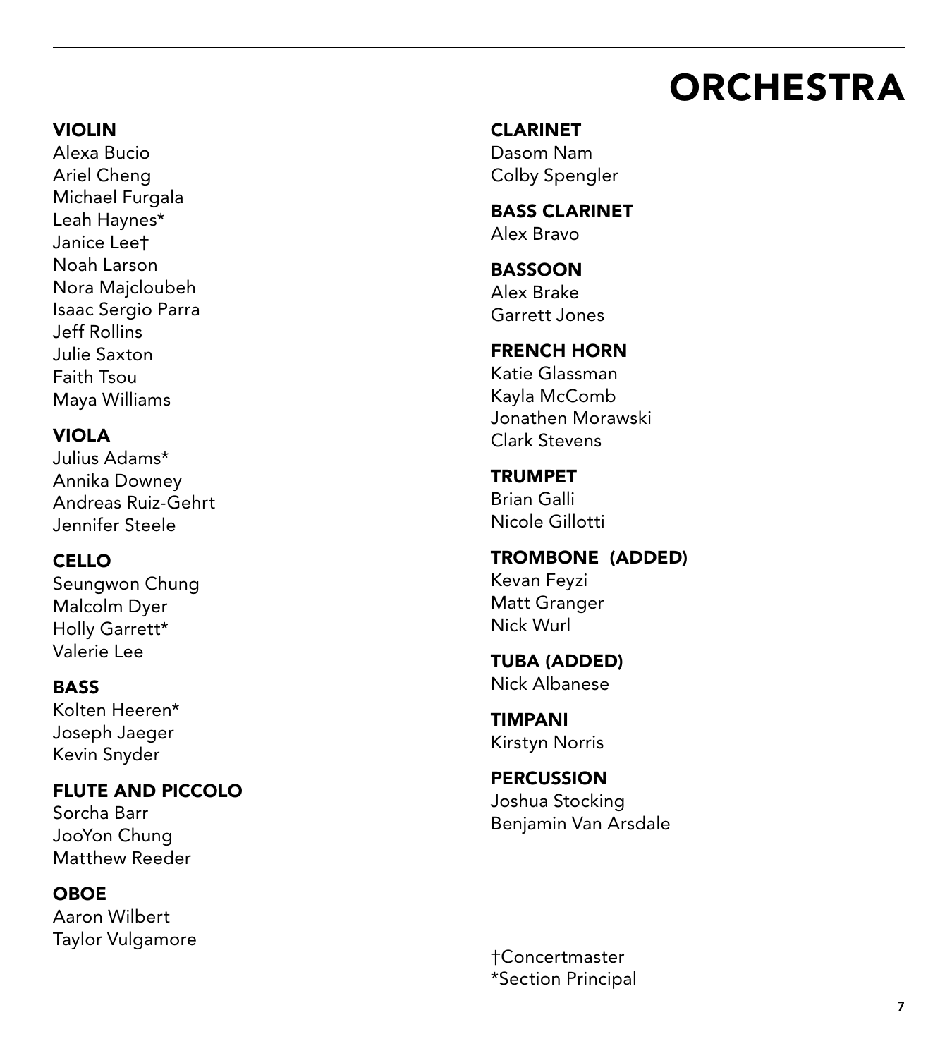# ORCHESTRA

**VIOLIN**
Alexa Bucio
Ariel Cheng
Michael Furgala
Leah Haynes*
Janice Lee†
Noah Larson
Nora Majcloubeh
Isaac Sergio Parra
Jeff Rollins
Julie Saxton
Faith Tsou
Maya Williams

**VIOLA**
Julius Adams*
Annika Downey
Andreas Ruiz-Gehrt
Jennifer Steele

**CELLO**
Seungwon Chung
Malcolm Dyer
Holly Garrett*
Valerie Lee

**BASS**
Kolten Heeren*
Joseph Jaeger
Kevin Snyder

**FLUTE AND PICCOLO**
Sorcha Barr
JooYon Chung
Matthew Reeder

**OBOE**
Aaron Wilbert
Taylor Vulgamore

**CLARINET**
Dasom Nam
Colby Spengler

**BASS CLARINET**
Alex Bravo

**BASSOON**
Alex Brake
Garrett Jones

**FRENCH HORN**
Katie Glassman
Kayla McComb
Jonathen Morawski
Clark Stevens

**TRUMPET**
Brian Galli
Nicole Gillotti

**TROMBONE (ADDED)**
Kevan Feyzi
Matt Granger
Nick Wurl

**TUBA (ADDED)**
Nick Albanese

**TIMPANI**
Kirstyn Norris

**PERCUSSION**
Joshua Stocking
Benjamin Van Arsdale

†Concertmaster
*Section Principal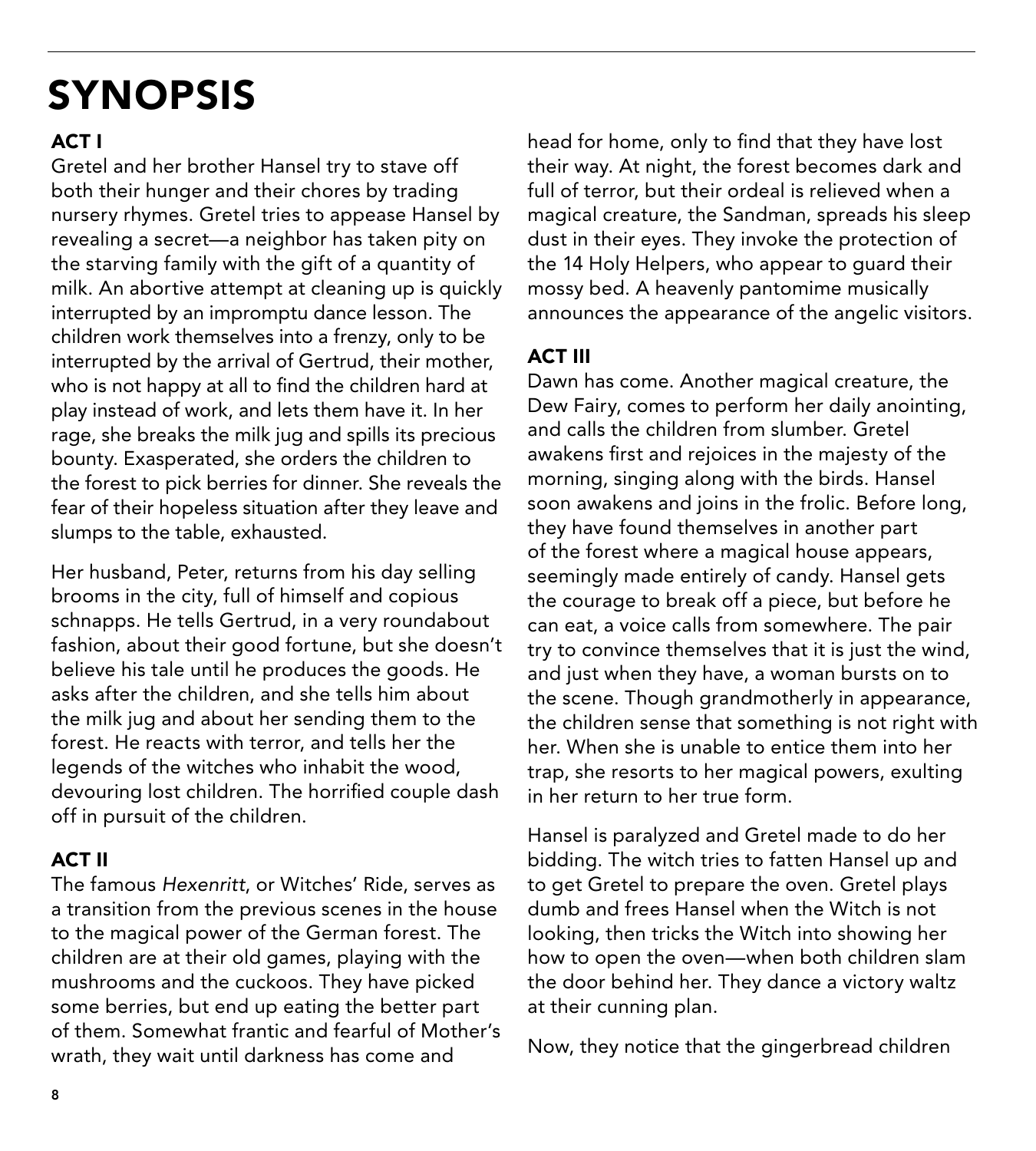# SYNOPSIS

## ACT I

Gretel and her brother Hansel try to stave off both their hunger and their chores by trading nursery rhymes. Gretel tries to appease Hansel by revealing a secret—a neighbor has taken pity on the starving family with the gift of a quantity of milk. An abortive attempt at cleaning up is quickly interrupted by an impromptu dance lesson. The children work themselves into a frenzy, only to be interrupted by the arrival of Gertrud, their mother, who is not happy at all to find the children hard at play instead of work, and lets them have it. In her rage, she breaks the milk jug and spills its precious bounty. Exasperated, she orders the children to the forest to pick berries for dinner. She reveals the fear of their hopeless situation after they leave and slumps to the table, exhausted.

Her husband, Peter, returns from his day selling brooms in the city, full of himself and copious schnapps. He tells Gertrud, in a very roundabout fashion, about their good fortune, but she doesn't believe his tale until he produces the goods. He asks after the children, and she tells him about the milk jug and about her sending them to the forest. He reacts with terror, and tells her the legends of the witches who inhabit the wood, devouring lost children. The horrified couple dash off in pursuit of the children.

## ACT II

The famous *Hexenritt*, or Witches' Ride, serves as a transition from the previous scenes in the house to the magical power of the German forest. The children are at their old games, playing with the mushrooms and the cuckoos. They have picked some berries, but end up eating the better part of them. Somewhat frantic and fearful of Mother's wrath, they wait until darkness has come and head for home, only to find that they have lost their way. At night, the forest becomes dark and full of terror, but their ordeal is relieved when a magical creature, the Sandman, spreads his sleep dust in their eyes. They invoke the protection of the 14 Holy Helpers, who appear to guard their mossy bed. A heavenly pantomime musically announces the appearance of the angelic visitors.

## ACT III

Dawn has come. Another magical creature, the Dew Fairy, comes to perform her daily anointing, and calls the children from slumber. Gretel awakens first and rejoices in the majesty of the morning, singing along with the birds. Hansel soon awakens and joins in the frolic. Before long, they have found themselves in another part of the forest where a magical house appears, seemingly made entirely of candy. Hansel gets the courage to break off a piece, but before he can eat, a voice calls from somewhere. The pair try to convince themselves that it is just the wind, and just when they have, a woman bursts on to the scene. Though grandmotherly in appearance, the children sense that something is not right with her. When she is unable to entice them into her trap, she resorts to her magical powers, exulting in her return to her true form.

Hansel is paralyzed and Gretel made to do her bidding. The witch tries to fatten Hansel up and to get Gretel to prepare the oven. Gretel plays dumb and frees Hansel when the Witch is not looking, then tricks the Witch into showing her how to open the oven—when both children slam the door behind her. They dance a victory waltz at their cunning plan.

Now, they notice that the gingerbread children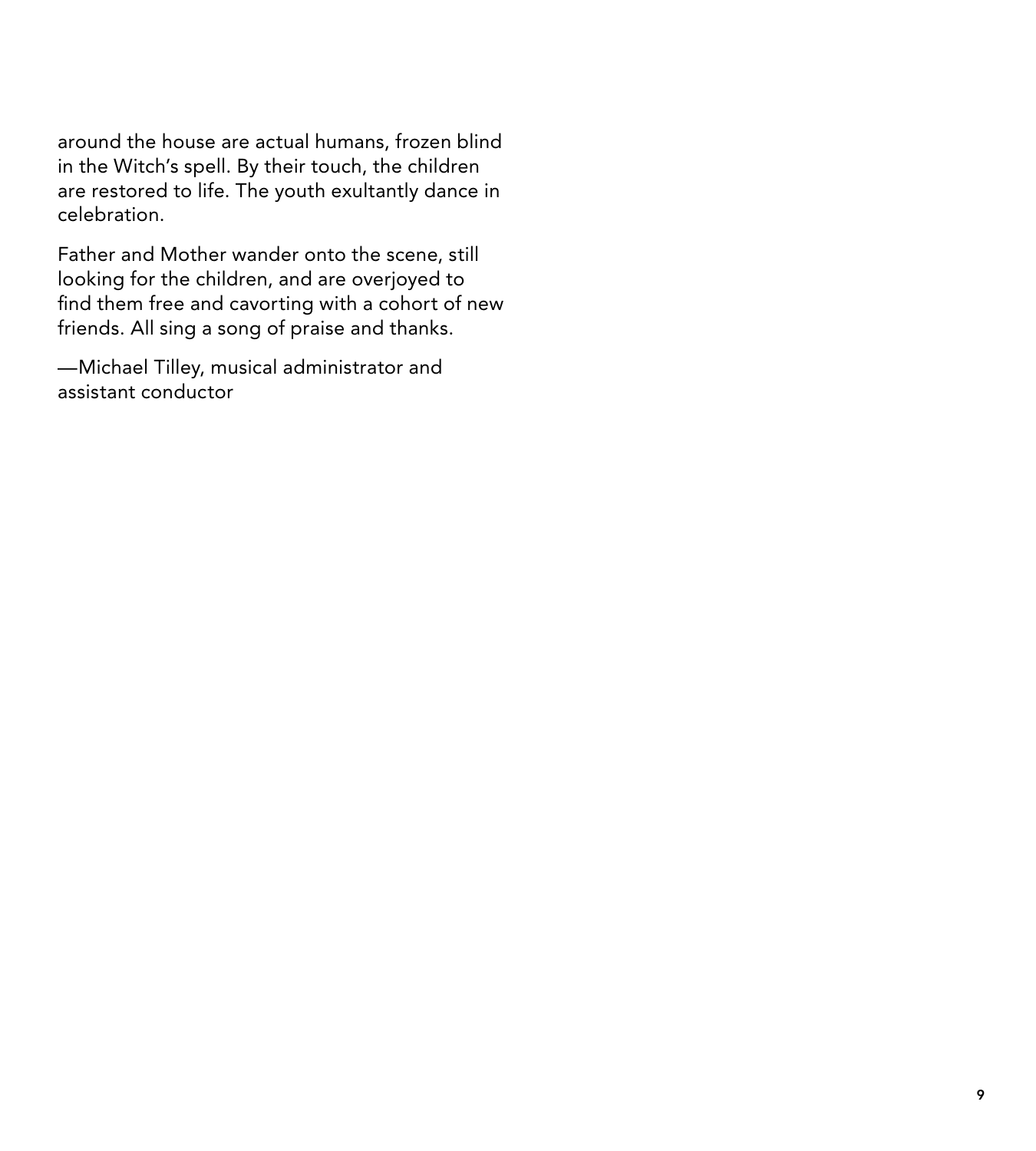around the house are actual humans, frozen blind in the Witch's spell. By their touch, the children are restored to life. The youth exultantly dance in celebration.

Father and Mother wander onto the scene, still looking for the children, and are overjoyed to find them free and cavorting with a cohort of new friends. All sing a song of praise and thanks.

—Michael Tilley, musical administrator and assistant conductor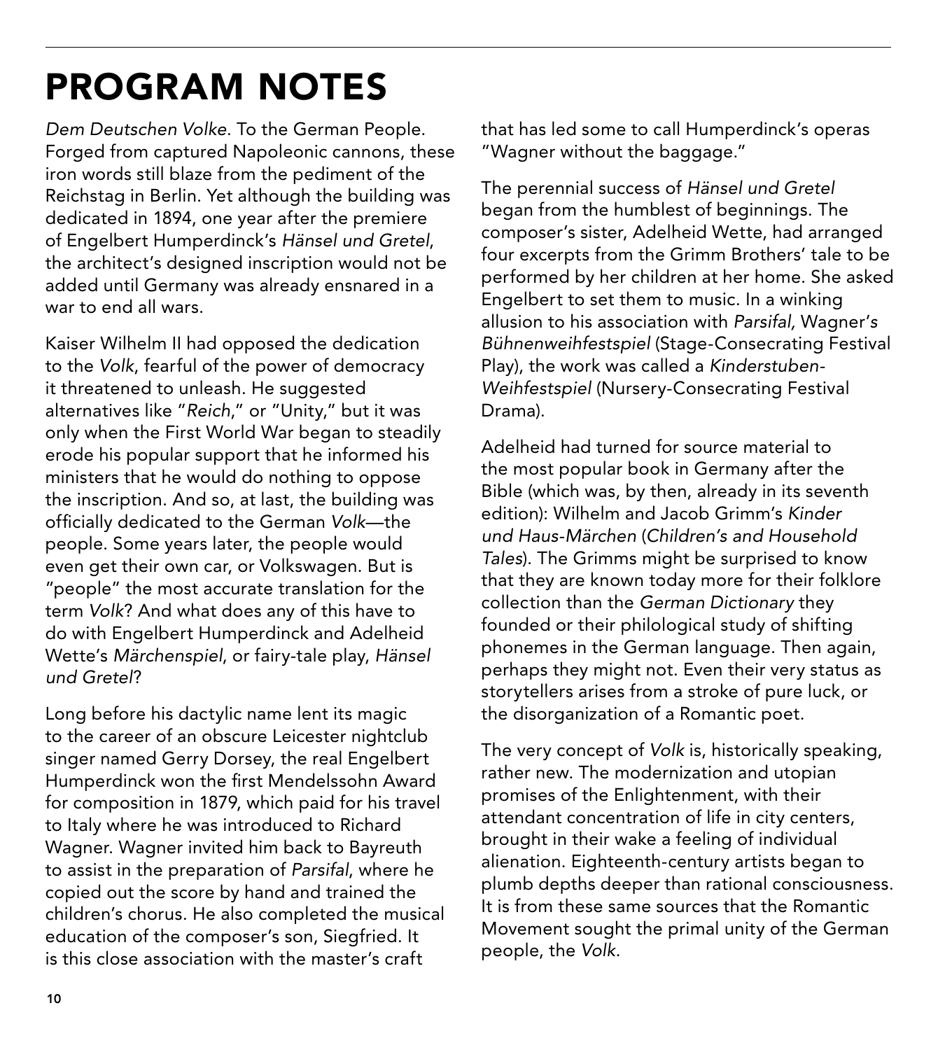# PROGRAM NOTES

*Dem Deutschen Volke*. To the German People. Forged from captured Napoleonic cannons, these iron words still blaze from the pediment of the Reichstag in Berlin. Yet although the building was dedicated in 1894, one year after the premiere of Engelbert Humperdinck's *Hänsel und Gretel*, the architect's designed inscription would not be added until Germany was already ensnared in a war to end all wars.

Kaiser Wilhelm II had opposed the dedication to the *Volk*, fearful of the power of democracy it threatened to unleash. He suggested alternatives like "*Reich*," or "Unity," but it was only when the First World War began to steadily erode his popular support that he informed his ministers that he would do nothing to oppose the inscription. And so, at last, the building was officially dedicated to the German *Volk*—the people. Some years later, the people would even get their own car, or Volkswagen. But is "people" the most accurate translation for the term *Volk*? And what does any of this have to do with Engelbert Humperdinck and Adelheid Wette's *Märchenspiel*, or fairy-tale play, *Hänsel und Gretel*?

Long before his dactylic name lent its magic to the career of an obscure Leicester nightclub singer named Gerry Dorsey, the real Engelbert Humperdinck won the first Mendelssohn Award for composition in 1879, which paid for his travel to Italy where he was introduced to Richard Wagner. Wagner invited him back to Bayreuth to assist in the preparation of *Parsifal*, where he copied out the score by hand and trained the children's chorus. He also completed the musical education of the composer's son, Siegfried. It is this close association with the master's craft that has led some to call Humperdinck's operas "Wagner without the baggage."

The perennial success of *Hänsel und Gretel* began from the humblest of beginnings. The composer's sister, Adelheid Wette, had arranged four excerpts from the Grimm Brothers' tale to be performed by her children at her home. She asked Engelbert to set them to music. In a winking allusion to his association with *Parsifal*, Wagner's *Bühnenweihfestspiel* (Stage-Consecrating Festival Play), the work was called a *Kinderstuben-Weihfestspiel* (Nursery-Consecrating Festival Drama).

Adelheid had turned for source material to the most popular book in Germany after the Bible (which was, by then, already in its seventh edition): Wilhelm and Jacob Grimm's *Kinder und Haus-Märchen* (*Children's and Household Tales*). The Grimms might be surprised to know that they are known today more for their folklore collection than the *German Dictionary* they founded or their philological study of shifting phonemes in the German language. Then again, perhaps they might not. Even their very status as storytellers arises from a stroke of pure luck, or the disorganization of a Romantic poet.

The very concept of *Volk* is, historically speaking, rather new. The modernization and utopian promises of the Enlightenment, with their attendant concentration of life in city centers, brought in their wake a feeling of individual alienation. Eighteenth-century artists began to plumb depths deeper than rational consciousness. It is from these same sources that the Romantic Movement sought the primal unity of the German people, the *Volk*.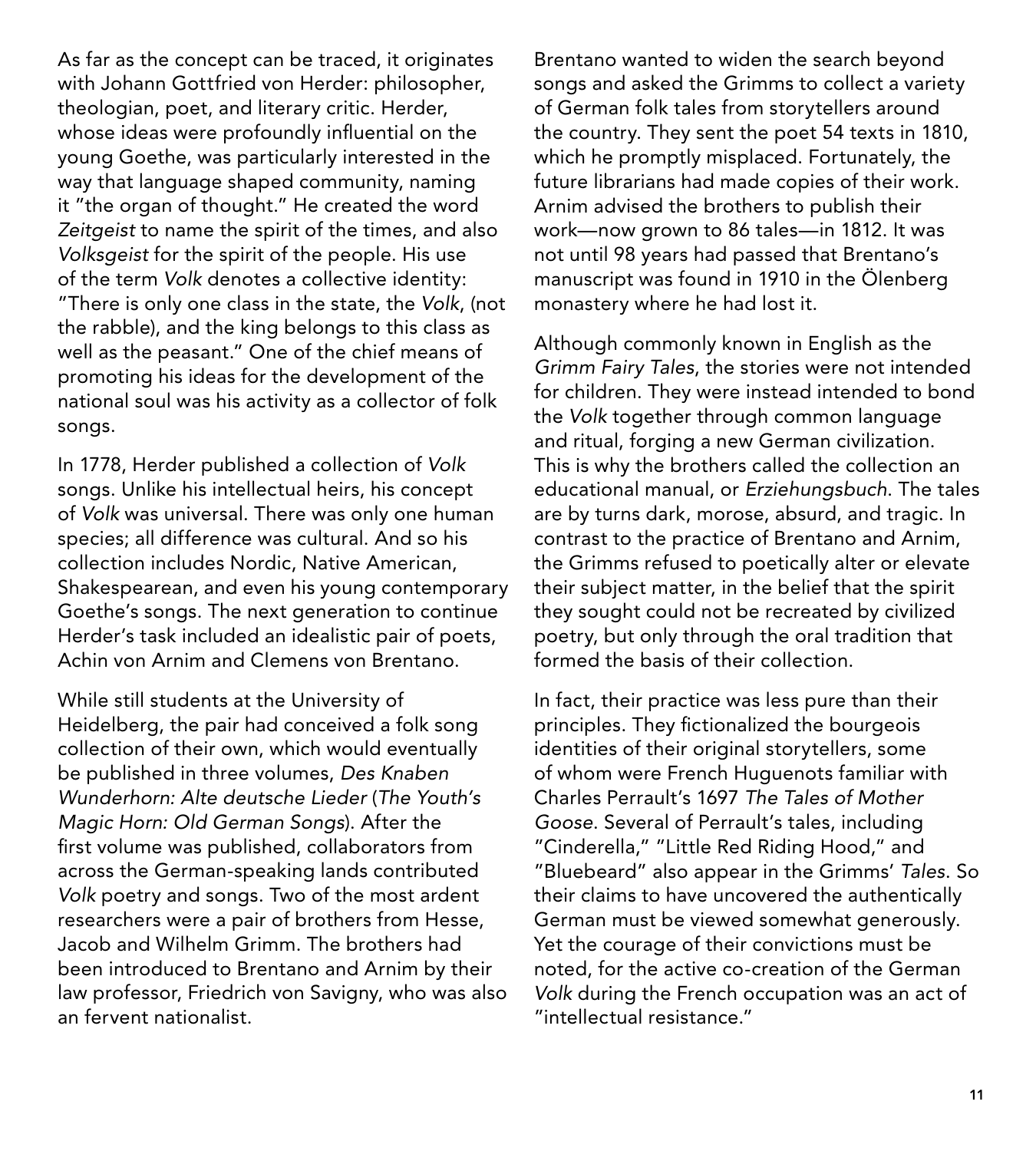As far as the concept can be traced, it originates with Johann Gottfried von Herder: philosopher, theologian, poet, and literary critic. Herder, whose ideas were profoundly influential on the young Goethe, was particularly interested in the way that language shaped community, naming it "the organ of thought." He created the word *Zeitgeist* to name the spirit of the times, and also *Volksgeist* for the spirit of the people. His use of the term *Volk* denotes a collective identity: "There is only one class in the state, the *Volk*, (not the rabble), and the king belongs to this class as well as the peasant." One of the chief means of promoting his ideas for the development of the national soul was his activity as a collector of folk songs.

In 1778, Herder published a collection of *Volk* songs. Unlike his intellectual heirs, his concept of *Volk* was universal. There was only one human species; all difference was cultural. And so his collection includes Nordic, Native American, Shakespearean, and even his young contemporary Goethe's songs. The next generation to continue Herder's task included an idealistic pair of poets, Achin von Arnim and Clemens von Brentano.

While still students at the University of Heidelberg, the pair had conceived a folk song collection of their own, which would eventually be published in three volumes, *Des Knaben Wunderhorn: Alte deutsche Lieder* (*The Youth's Magic Horn: Old German Songs*). After the first volume was published, collaborators from across the German-speaking lands contributed *Volk* poetry and songs. Two of the most ardent researchers were a pair of brothers from Hesse, Jacob and Wilhelm Grimm. The brothers had been introduced to Brentano and Arnim by their law professor, Friedrich von Savigny, who was also an fervent nationalist.

Brentano wanted to widen the search beyond songs and asked the Grimms to collect a variety of German folk tales from storytellers around the country. They sent the poet 54 texts in 1810, which he promptly misplaced. Fortunately, the future librarians had made copies of their work. Arnim advised the brothers to publish their work—now grown to 86 tales—in 1812. It was not until 98 years had passed that Brentano's manuscript was found in 1910 in the Ölenberg monastery where he had lost it.

Although commonly known in English as the *Grimm Fairy Tales*, the stories were not intended for children. They were instead intended to bond the *Volk* together through common language and ritual, forging a new German civilization. This is why the brothers called the collection an educational manual, or *Erziehungsbuch*. The tales are by turns dark, morose, absurd, and tragic. In contrast to the practice of Brentano and Arnim, the Grimms refused to poetically alter or elevate their subject matter, in the belief that the spirit they sought could not be recreated by civilized poetry, but only through the oral tradition that formed the basis of their collection.

In fact, their practice was less pure than their principles. They fictionalized the bourgeois identities of their original storytellers, some of whom were French Huguenots familiar with Charles Perrault's 1697 *The Tales of Mother Goose*. Several of Perrault's tales, including "Cinderella," "Little Red Riding Hood," and "Bluebeard" also appear in the Grimms' *Tales*. So their claims to have uncovered the authentically German must be viewed somewhat generously. Yet the courage of their convictions must be noted, for the active co-creation of the German *Volk* during the French occupation was an act of "intellectual resistance."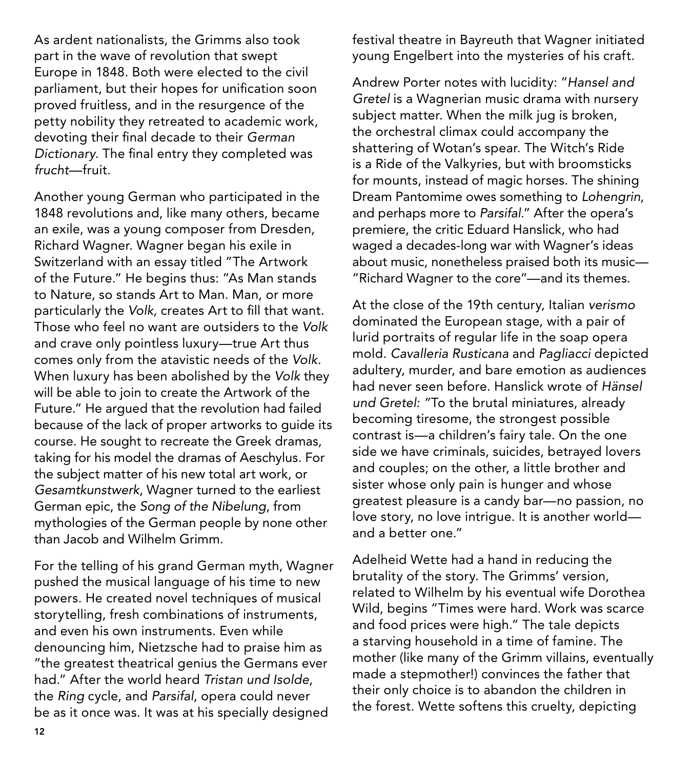As ardent nationalists, the Grimms also took part in the wave of revolution that swept Europe in 1848. Both were elected to the civil parliament, but their hopes for unification soon proved fruitless, and in the resurgence of the petty nobility they retreated to academic work, devoting their final decade to their *German Dictionary*. The final entry they completed was *frucht*—fruit.

Another young German who participated in the 1848 revolutions and, like many others, became an exile, was a young composer from Dresden, Richard Wagner. Wagner began his exile in Switzerland with an essay titled "The Artwork of the Future." He begins thus: "As Man stands to Nature, so stands Art to Man. Man, or more particularly the *Volk,* creates Art to fill that want. Those who feel no want are outsiders to the *Volk* and crave only pointless luxury—true Art thus comes only from the atavistic needs of the *Volk*. When luxury has been abolished by the *Volk* they will be able to join to create the Artwork of the Future." He argued that the revolution had failed because of the lack of proper artworks to guide its course. He sought to recreate the Greek dramas, taking for his model the dramas of Aeschylus. For the subject matter of his new total art work, or *Gesamtkunstwerk*, Wagner turned to the earliest German epic, the *Song of the Nibelung*, from mythologies of the German people by none other than Jacob and Wilhelm Grimm.

For the telling of his grand German myth, Wagner pushed the musical language of his time to new powers. He created novel techniques of musical storytelling, fresh combinations of instruments, and even his own instruments. Even while denouncing him, Nietzsche had to praise him as "the greatest theatrical genius the Germans ever had." After the world heard *Tristan und Isolde*, the *Ring* cycle, and *Parsifal*, opera could never be as it once was. It was at his specially designed festival theatre in Bayreuth that Wagner initiated young Engelbert into the mysteries of his craft.

Andrew Porter notes with lucidity: "*Hansel and Gretel* is a Wagnerian music drama with nursery subject matter. When the milk jug is broken, the orchestral climax could accompany the shattering of Wotan's spear. The Witch's Ride is a Ride of the Valkyries, but with broomsticks for mounts, instead of magic horses. The shining Dream Pantomime owes something to *Lohengrin*, and perhaps more to *Parsifal*." After the opera's premiere, the critic Eduard Hanslick, who had waged a decades-long war with Wagner's ideas about music, nonetheless praised both its music—"Richard Wagner to the core"—and its themes.

At the close of the 19th century, Italian *verismo* dominated the European stage, with a pair of lurid portraits of regular life in the soap opera mold. *Cavalleria Rusticana* and *Pagliacci* depicted adultery, murder, and bare emotion as audiences had never seen before. Hanslick wrote of *Hänsel und Gretel:* "To the brutal miniatures, already becoming tiresome, the strongest possible contrast is—a children's fairy tale. On the one side we have criminals, suicides, betrayed lovers and couples; on the other, a little brother and sister whose only pain is hunger and whose greatest pleasure is a candy bar—no passion, no love story, no love intrigue. It is another world—and a better one."

Adelheid Wette had a hand in reducing the brutality of the story. The Grimms' version, related to Wilhelm by his eventual wife Dorothea Wild, begins "Times were hard. Work was scarce and food prices were high." The tale depicts a starving household in a time of famine. The mother (like many of the Grimm villains, eventually made a stepmother!) convinces the father that their only choice is to abandon the children in the forest. Wette softens this cruelty, depicting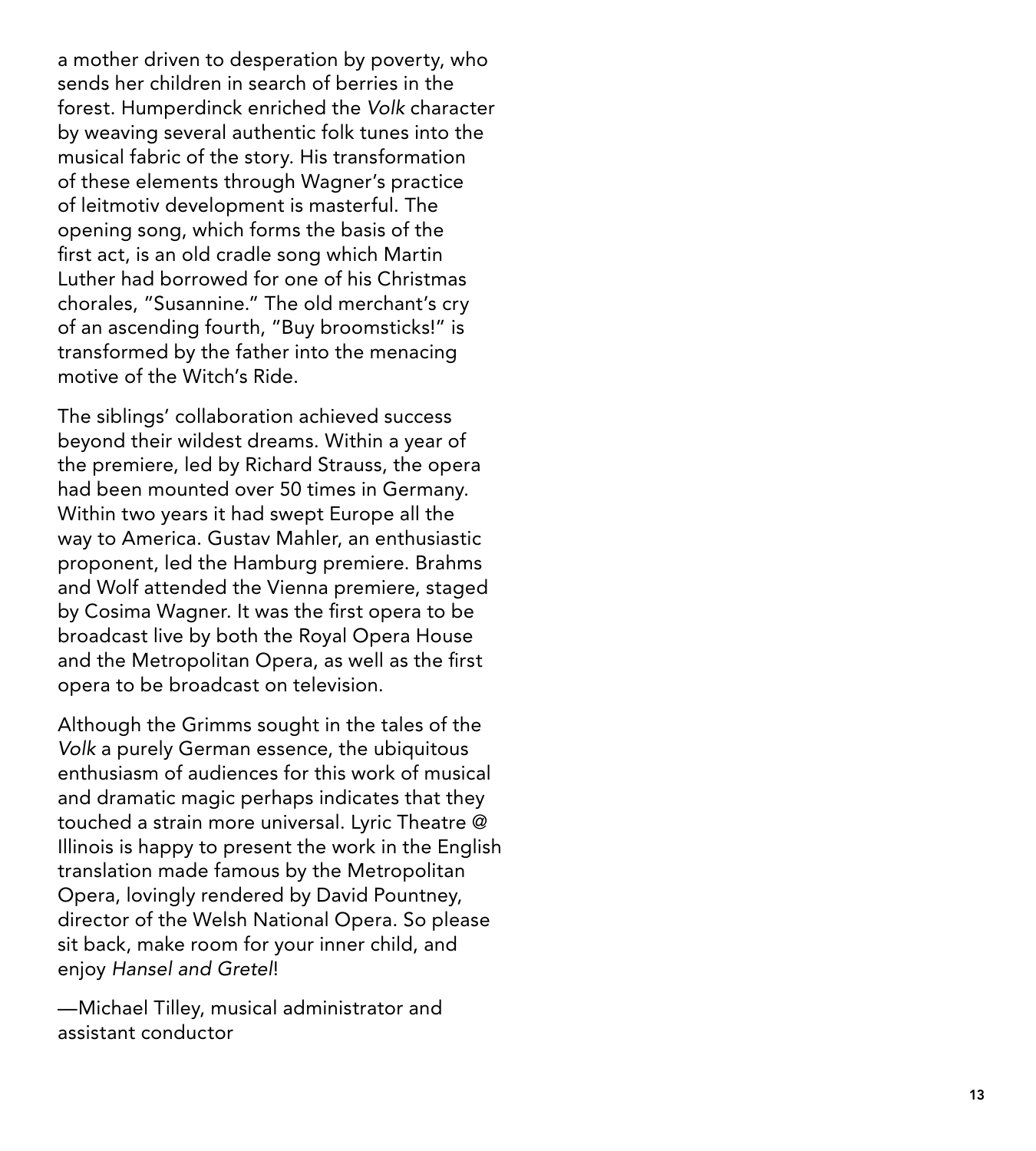a mother driven to desperation by poverty, who sends her children in search of berries in the forest. Humperdinck enriched the *Volk* character by weaving several authentic folk tunes into the musical fabric of the story. His transformation of these elements through Wagner's practice of leitmotiv development is masterful. The opening song, which forms the basis of the first act, is an old cradle song which Martin Luther had borrowed for one of his Christmas chorales, "Susannine." The old merchant's cry of an ascending fourth, "Buy broomsticks!" is transformed by the father into the menacing motive of the Witch's Ride.

The siblings' collaboration achieved success beyond their wildest dreams. Within a year of the premiere, led by Richard Strauss, the opera had been mounted over 50 times in Germany. Within two years it had swept Europe all the way to America. Gustav Mahler, an enthusiastic proponent, led the Hamburg premiere. Brahms and Wolf attended the Vienna premiere, staged by Cosima Wagner. It was the first opera to be broadcast live by both the Royal Opera House and the Metropolitan Opera, as well as the first opera to be broadcast on television.

Although the Grimms sought in the tales of the *Volk* a purely German essence, the ubiquitous enthusiasm of audiences for this work of musical and dramatic magic perhaps indicates that they touched a strain more universal. Lyric Theatre @ Illinois is happy to present the work in the English translation made famous by the Metropolitan Opera, lovingly rendered by David Pountney, director of the Welsh National Opera. So please sit back, make room for your inner child, and enjoy *Hansel and Gretel*!

—Michael Tilley, musical administrator and assistant conductor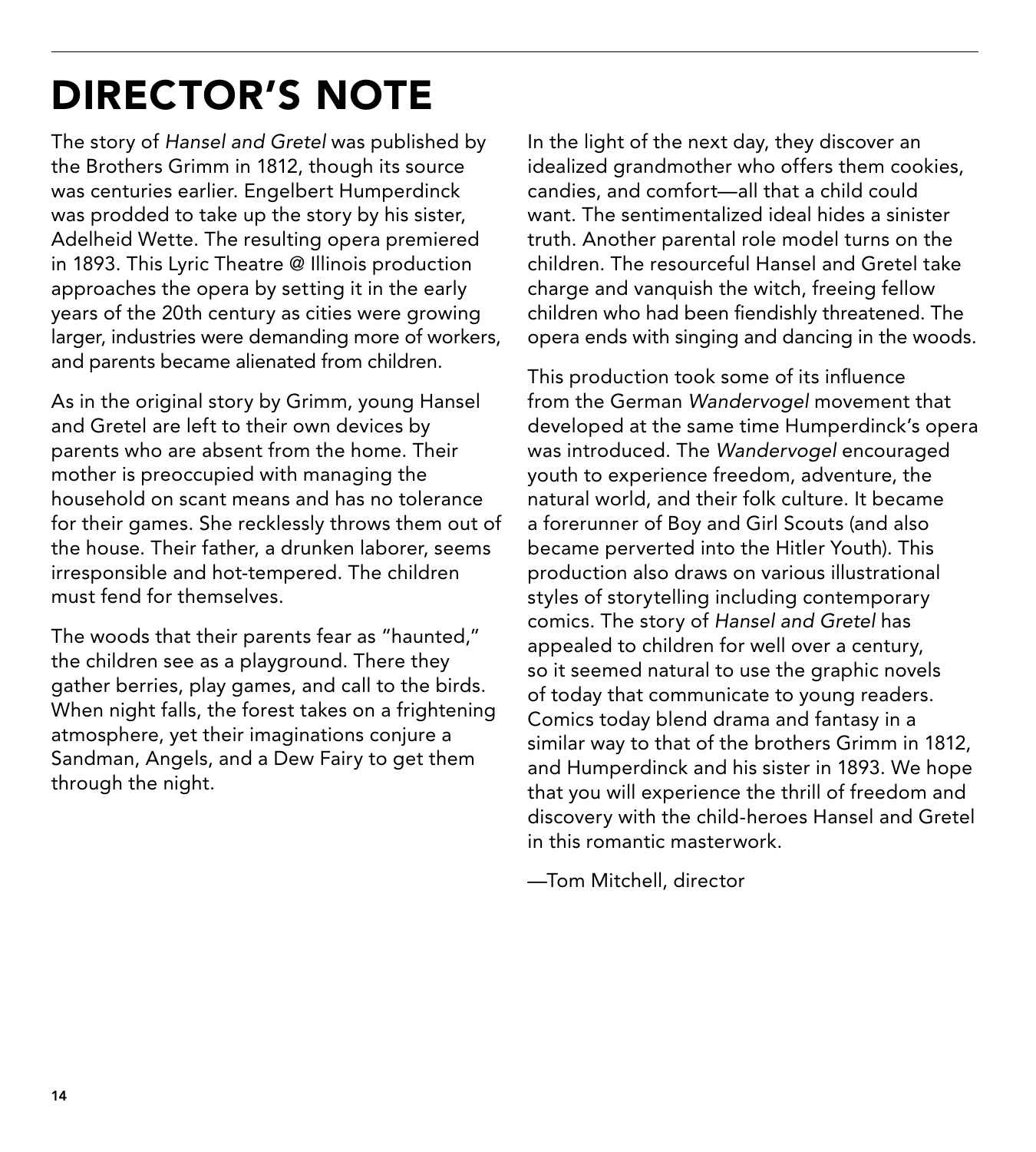# DIRECTOR'S NOTE

The story of *Hansel and Gretel* was published by the Brothers Grimm in 1812, though its source was centuries earlier. Engelbert Humperdinck was prodded to take up the story by his sister, Adelheid Wette. The resulting opera premiered in 1893. This Lyric Theatre @ Illinois production approaches the opera by setting it in the early years of the 20th century as cities were growing larger, industries were demanding more of workers, and parents became alienated from children.

As in the original story by Grimm, young Hansel and Gretel are left to their own devices by parents who are absent from the home. Their mother is preoccupied with managing the household on scant means and has no tolerance for their games. She recklessly throws them out of the house. Their father, a drunken laborer, seems irresponsible and hot-tempered. The children must fend for themselves.

The woods that their parents fear as "haunted," the children see as a playground. There they gather berries, play games, and call to the birds. When night falls, the forest takes on a frightening atmosphere, yet their imaginations conjure a Sandman, Angels, and a Dew Fairy to get them through the night.

In the light of the next day, they discover an idealized grandmother who offers them cookies, candies, and comfort—all that a child could want. The sentimentalized ideal hides a sinister truth. Another parental role model turns on the children. The resourceful Hansel and Gretel take charge and vanquish the witch, freeing fellow children who had been fiendishly threatened. The opera ends with singing and dancing in the woods.

This production took some of its influence from the German *Wandervogel* movement that developed at the same time Humperdinck's opera was introduced. The *Wandervogel* encouraged youth to experience freedom, adventure, the natural world, and their folk culture. It became a forerunner of Boy and Girl Scouts (and also became perverted into the Hitler Youth). This production also draws on various illustrational styles of storytelling including contemporary comics. The story of *Hansel and Gretel* has appealed to children for well over a century, so it seemed natural to use the graphic novels of today that communicate to young readers. Comics today blend drama and fantasy in a similar way to that of the brothers Grimm in 1812, and Humperdinck and his sister in 1893. We hope that you will experience the thrill of freedom and discovery with the child-heroes Hansel and Gretel in this romantic masterwork.

—Tom Mitchell, director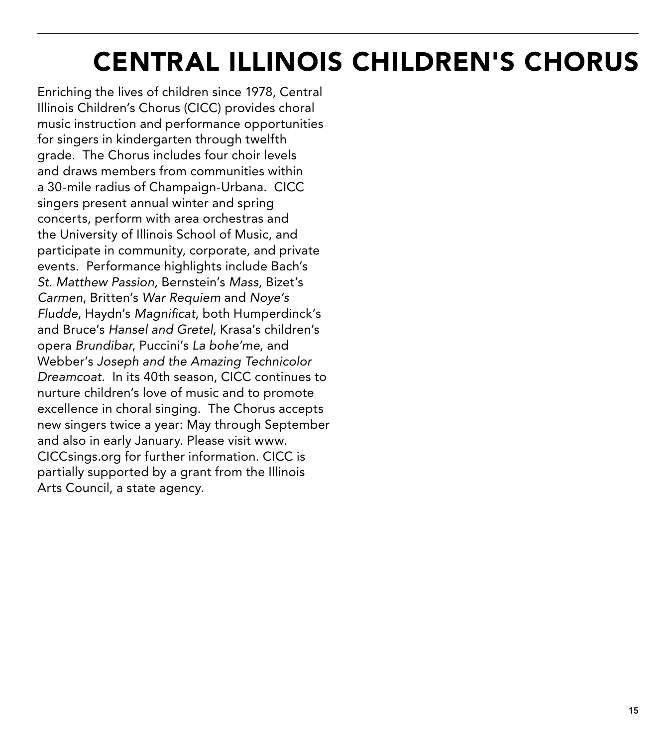# CENTRAL ILLINOIS CHILDREN'S CHORUS

Enriching the lives of children since 1978, Central Illinois Children's Chorus (CICC) provides choral music instruction and performance opportunities for singers in kindergarten through twelfth grade. The Chorus includes four choir levels and draws members from communities within a 30-mile radius of Champaign-Urbana. CICC singers present annual winter and spring concerts, perform with area orchestras and the University of Illinois School of Music, and participate in community, corporate, and private events. Performance highlights include Bach's *St. Matthew Passion*, Bernstein's *Mass*, Bizet's *Carmen*, Britten's *War Requiem* and *Noye's Fludde*, Haydn's *Magnificat*, both Humperdinck's and Bruce's *Hansel and Gretel*, Krasa's children's opera *Brundibar*, Puccini's *La bohe'me*, and Webber's *Joseph and the Amazing Technicolor Dreamcoat*. In its 40th season, CICC continues to nurture children's love of music and to promote excellence in choral singing. The Chorus accepts new singers twice a year: May through September and also in early January. Please visit www.CICCsings.org for further information. CICC is partially supported by a grant from the Illinois Arts Council, a state agency.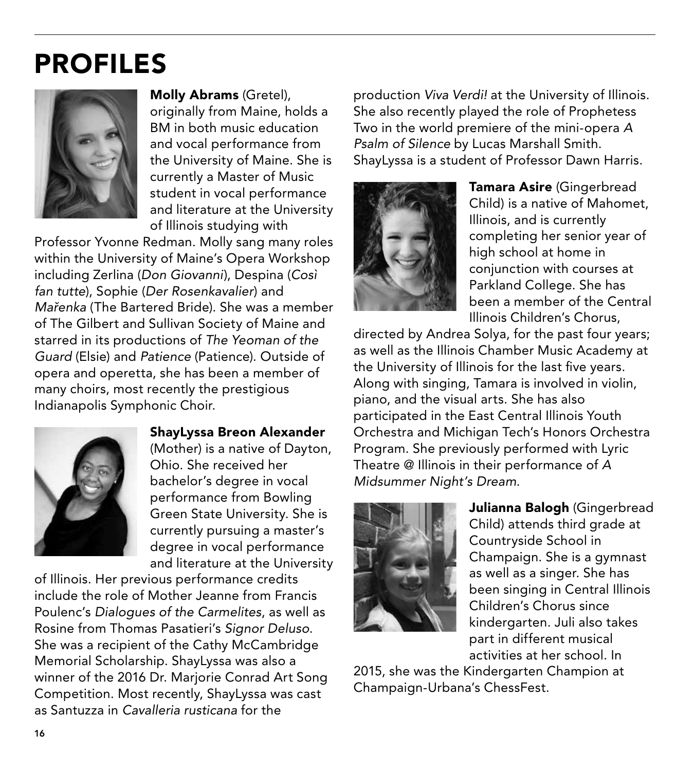# PROFILES

**Molly Abrams** (Gretel), originally from Maine, holds a BM in both music education and vocal performance from the University of Maine. She is currently a Master of Music student in vocal performance and literature at the University of Illinois studying with Professor Yvonne Redman. Molly sang many roles within the University of Maine's Opera Workshop including Zerlina (*Don Giovanni*), Despina (*Così fan tutte*), Sophie (*Der Rosenkavalier*) and *Mařenka* (The Bartered Bride). She was a member of The Gilbert and Sullivan Society of Maine and starred in its productions of *The Yeoman of the Guard* (Elsie) and *Patience* (Patience). Outside of opera and operetta, she has been a member of many choirs, most recently the prestigious Indianapolis Symphonic Choir.

**ShayLyssa Breon Alexander** (Mother) is a native of Dayton, Ohio. She received her bachelor's degree in vocal performance from Bowling Green State University. She is currently pursuing a master's degree in vocal performance and literature at the University of Illinois. Her previous performance credits include the role of Mother Jeanne from Francis Poulenc's *Dialogues of the Carmelites*, as well as Rosine from Thomas Pasatieri's *Signor Deluso*. She was a recipient of the Cathy McCambridge Memorial Scholarship. ShayLyssa was also a winner of the 2016 Dr. Marjorie Conrad Art Song Competition. Most recently, ShayLyssa was cast as Santuzza in *Cavalleria rusticana* for the production *Viva Verdi!* at the University of Illinois. She also recently played the role of Prophetess Two in the world premiere of the mini-opera *A Psalm of Silence* by Lucas Marshall Smith. ShayLyssa is a student of Professor Dawn Harris.

**Tamara Asire** (Gingerbread Child) is a native of Mahomet, Illinois, and is currently completing her senior year of high school at home in conjunction with courses at Parkland College. She has been a member of the Central Illinois Children's Chorus, directed by Andrea Solya, for the past four years; as well as the Illinois Chamber Music Academy at the University of Illinois for the last five years. Along with singing, Tamara is involved in violin, piano, and the visual arts. She has also participated in the East Central Illinois Youth Orchestra and Michigan Tech's Honors Orchestra Program. She previously performed with Lyric Theatre @ Illinois in their performance of *A Midsummer Night's Dream*.

**Julianna Balogh** (Gingerbread Child) attends third grade at Countryside School in Champaign. She is a gymnast as well as a singer. She has been singing in Central Illinois Children's Chorus since kindergarten. Juli also takes part in different musical activities at her school. In 2015, she was the Kindergarten Champion at Champaign-Urbana's ChessFest.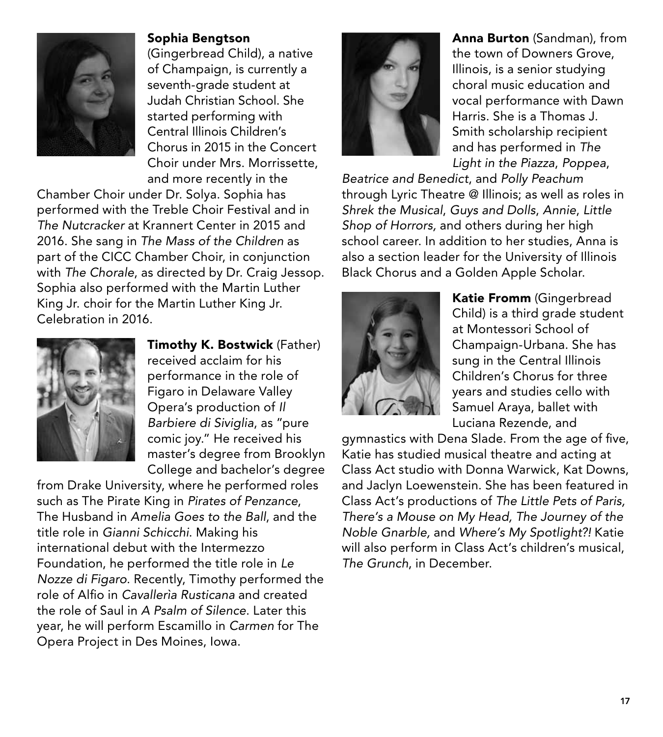**Sophia Bengtson** (Gingerbread Child), a native of Champaign, is currently a seventh-grade student at Judah Christian School. She started performing with Central Illinois Children's Chorus in 2015 in the Concert Choir under Mrs. Morrissette, and more recently in the Chamber Choir under Dr. Solya. Sophia has performed with the Treble Choir Festival and in *The Nutcracker* at Krannert Center in 2015 and 2016. She sang in *The Mass of the Children* as part of the CICC Chamber Choir, in conjunction with *The Chorale*, as directed by Dr. Craig Jessop. Sophia also performed with the Martin Luther King Jr. choir for the Martin Luther King Jr. Celebration in 2016.

**Timothy K. Bostwick** (Father) received acclaim for his performance in the role of Figaro in Delaware Valley Opera's production of *Il Barbiere di Siviglia*, as "pure comic joy." He received his master's degree from Brooklyn College and bachelor's degree from Drake University, where he performed roles such as The Pirate King in *Pirates of Penzance*, The Husband in *Amelia Goes to the Ball*, and the title role in *Gianni Schicchi*. Making his international debut with the Intermezzo Foundation, he performed the title role in *Le Nozze di Figaro*. Recently, Timothy performed the role of Alfio in *Cavallerìa Rusticana* and created the role of Saul in *A Psalm of Silence*. Later this year, he will perform Escamillo in *Carmen* for The Opera Project in Des Moines, Iowa.

**Anna Burton** (Sandman), from the town of Downers Grove, Illinois, is a senior studying choral music education and vocal performance with Dawn Harris. She is a Thomas J. Smith scholarship recipient and has performed in *The Light in the Piazza*, *Poppea*, *Beatrice and Benedict*, and *Polly Peachum* through Lyric Theatre @ Illinois; as well as roles in *Shrek the Musical*, *Guys and Dolls*, *Annie*, *Little Shop of Horrors,* and others during her high school career. In addition to her studies, Anna is also a section leader for the University of Illinois Black Chorus and a Golden Apple Scholar.

**Katie Fromm** (Gingerbread Child) is a third grade student at Montessori School of Champaign-Urbana. She has sung in the Central Illinois Children's Chorus for three years and studies cello with Samuel Araya, ballet with Luciana Rezende, and gymnastics with Dena Slade. From the age of five, Katie has studied musical theatre and acting at Class Act studio with Donna Warwick, Kat Downs, and Jaclyn Loewenstein. She has been featured in Class Act's productions of *The Little Pets of Paris, There's a Mouse on My Head, The Journey of the Noble Gnarble,* and *Where's My Spotlight?!* Katie will also perform in Class Act's children's musical, *The Grunch*, in December.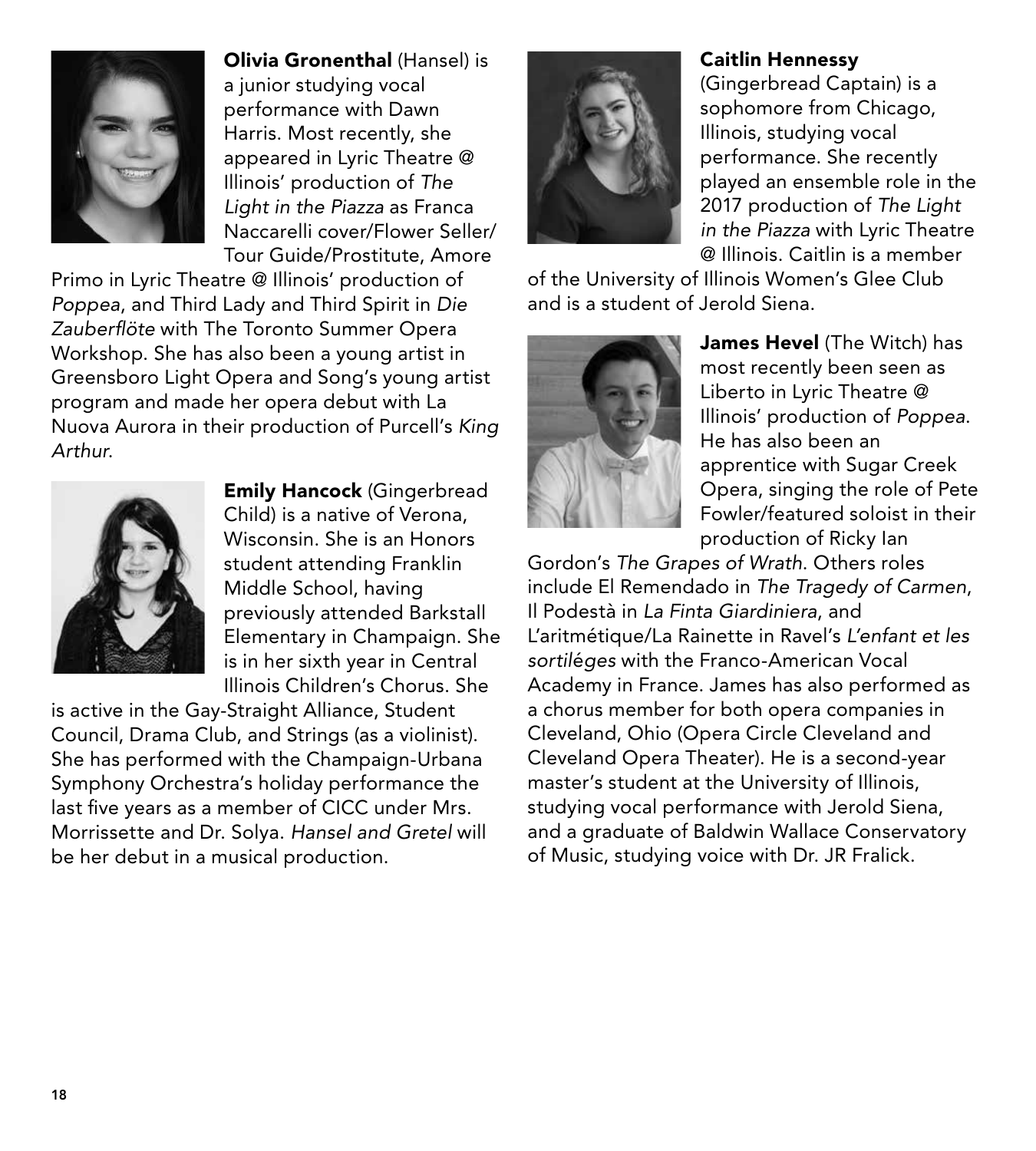**Olivia Gronenthal** (Hansel) is a junior studying vocal performance with Dawn Harris. Most recently, she appeared in Lyric Theatre @ Illinois' production of *The Light in the Piazza* as Franca Naccarelli cover/Flower Seller/ Tour Guide/Prostitute, Amore Primo in Lyric Theatre @ Illinois' production of *Poppea*, and Third Lady and Third Spirit in *Die Zauberflöte* with The Toronto Summer Opera Workshop. She has also been a young artist in Greensboro Light Opera and Song's young artist program and made her opera debut with La Nuova Aurora in their production of Purcell's *King Arthur*.

**Emily Hancock** (Gingerbread Child) is a native of Verona, Wisconsin. She is an Honors student attending Franklin Middle School, having previously attended Barkstall Elementary in Champaign. She is in her sixth year in Central Illinois Children's Chorus. She is active in the Gay-Straight Alliance, Student Council, Drama Club, and Strings (as a violinist). She has performed with the Champaign-Urbana Symphony Orchestra's holiday performance the last five years as a member of CICC under Mrs. Morrissette and Dr. Solya. *Hansel and Gretel* will be her debut in a musical production.

**Caitlin Hennessy** (Gingerbread Captain) is a sophomore from Chicago, Illinois, studying vocal performance. She recently played an ensemble role in the 2017 production of *The Light in the Piazza* with Lyric Theatre @ Illinois. Caitlin is a member of the University of Illinois Women's Glee Club and is a student of Jerold Siena.

**James Hevel** (The Witch) has most recently been seen as Liberto in Lyric Theatre @ Illinois' production of *Poppea*. He has also been an apprentice with Sugar Creek Opera, singing the role of Pete Fowler/featured soloist in their production of Ricky Ian Gordon's *The Grapes of Wrath*. Others roles include El Remendado in *The Tragedy of Carmen*, Il Podestà in *La Finta Giardiniera*, and L'aritmétique/La Rainette in Ravel's *L'enfant et les sortiléges* with the Franco-American Vocal Academy in France. James has also performed as a chorus member for both opera companies in Cleveland, Ohio (Opera Circle Cleveland and Cleveland Opera Theater). He is a second-year master's student at the University of Illinois, studying vocal performance with Jerold Siena, and a graduate of Baldwin Wallace Conservatory of Music, studying voice with Dr. JR Fralick.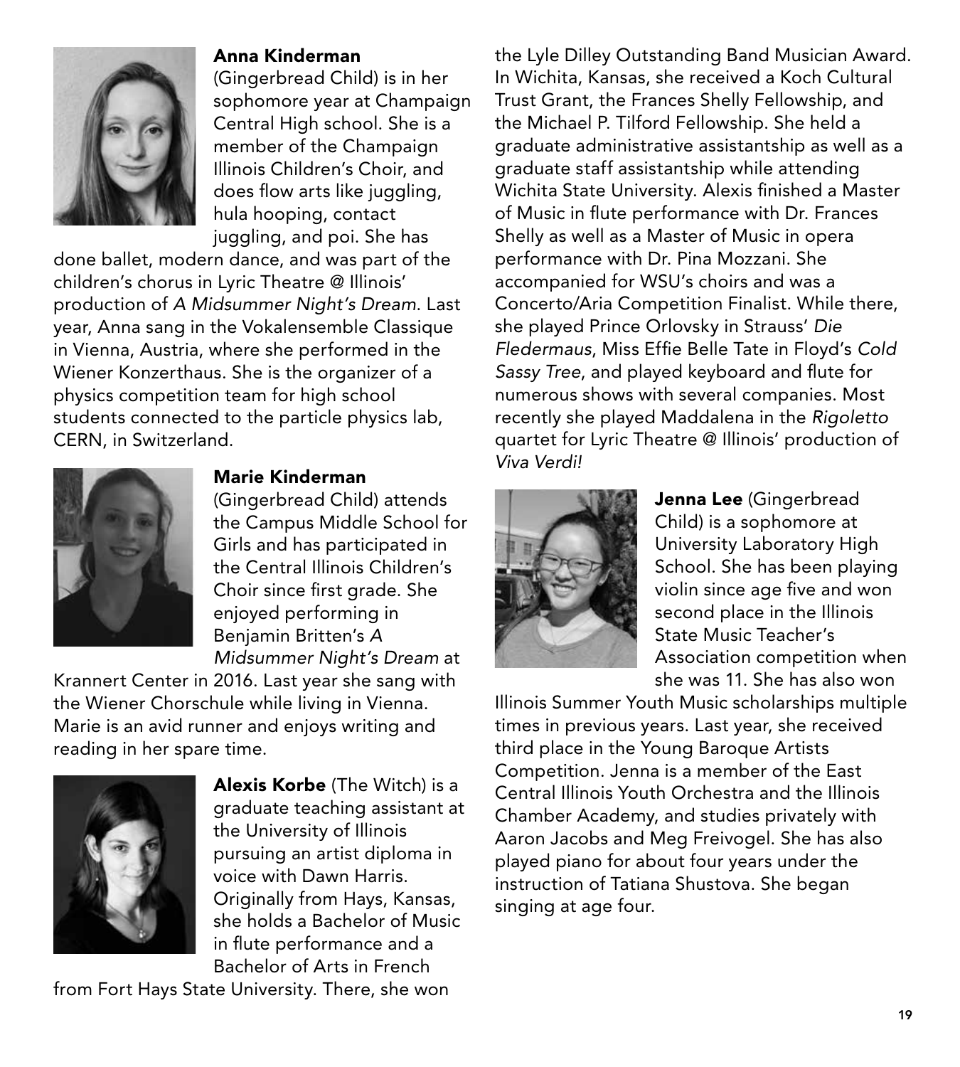**Anna Kinderman** (Gingerbread Child) is in her sophomore year at Champaign Central High school. She is a member of the Champaign Illinois Children's Choir, and does flow arts like juggling, hula hooping, contact juggling, and poi. She has done ballet, modern dance, and was part of the children's chorus in Lyric Theatre @ Illinois' production of *A Midsummer Night's Dream*. Last year, Anna sang in the Vokalensemble Classique in Vienna, Austria, where she performed in the Wiener Konzerthaus. She is the organizer of a physics competition team for high school students connected to the particle physics lab, CERN, in Switzerland.

**Marie Kinderman** (Gingerbread Child) attends the Campus Middle School for Girls and has participated in the Central Illinois Children's Choir since first grade. She enjoyed performing in Benjamin Britten's *A Midsummer Night's Dream* at Krannert Center in 2016. Last year she sang with the Wiener Chorschule while living in Vienna. Marie is an avid runner and enjoys writing and reading in her spare time.

**Alexis Korbe** (The Witch) is a graduate teaching assistant at the University of Illinois pursuing an artist diploma in voice with Dawn Harris. Originally from Hays, Kansas, she holds a Bachelor of Music in flute performance and a Bachelor of Arts in French from Fort Hays State University. There, she won the Lyle Dilley Outstanding Band Musician Award. In Wichita, Kansas, she received a Koch Cultural Trust Grant, the Frances Shelly Fellowship, and the Michael P. Tilford Fellowship. She held a graduate administrative assistantship as well as a graduate staff assistantship while attending Wichita State University. Alexis finished a Master of Music in flute performance with Dr. Frances Shelly as well as a Master of Music in opera performance with Dr. Pina Mozzani. She accompanied for WSU's choirs and was a Concerto/Aria Competition Finalist. While there, she played Prince Orlovsky in Strauss' *Die Fledermaus*, Miss Effie Belle Tate in Floyd's *Cold Sassy Tree*, and played keyboard and flute for numerous shows with several companies. Most recently she played Maddalena in the *Rigoletto* quartet for Lyric Theatre @ Illinois' production of *Viva Verdi!*

**Jenna Lee** (Gingerbread Child) is a sophomore at University Laboratory High School. She has been playing violin since age five and won second place in the Illinois State Music Teacher's Association competition when she was 11. She has also won Illinois Summer Youth Music scholarships multiple times in previous years. Last year, she received third place in the Young Baroque Artists Competition. Jenna is a member of the East Central Illinois Youth Orchestra and the Illinois Chamber Academy, and studies privately with Aaron Jacobs and Meg Freivogel. She has also played piano for about four years under the instruction of Tatiana Shustova. She began singing at age four.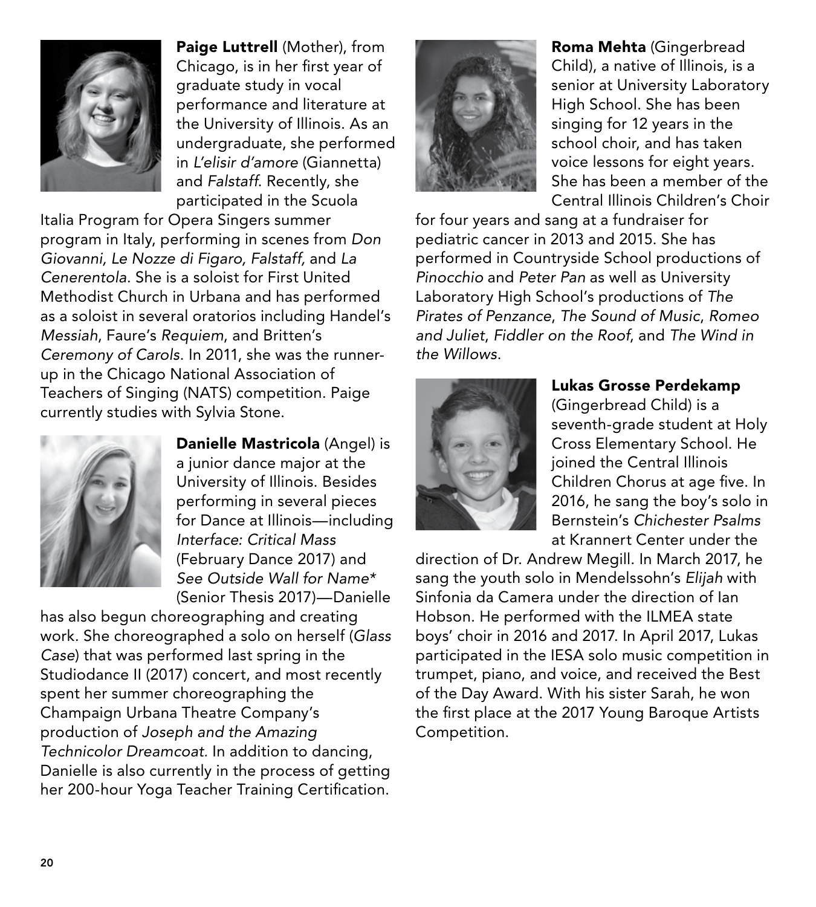**Paige Luttrell** (Mother), from Chicago, is in her first year of graduate study in vocal performance and literature at the University of Illinois. As an undergraduate, she performed in *L'elisir d'amore* (Giannetta) and *Falstaff*. Recently, she participated in the Scuola Italia Program for Opera Singers summer program in Italy, performing in scenes from *Don Giovanni*, *Le Nozze di Figaro, Falstaff,* and *La Cenerentola*. She is a soloist for First United Methodist Church in Urbana and has performed as a soloist in several oratorios including Handel's *Messiah*, Faure's *Requiem*, and Britten's *Ceremony of Carols*. In 2011, she was the runner-up in the Chicago National Association of Teachers of Singing (NATS) competition. Paige currently studies with Sylvia Stone.

**Danielle Mastricola** (Angel) is a junior dance major at the University of Illinois. Besides performing in several pieces for Dance at Illinois—including *Interface: Critical Mass* (February Dance 2017) and *See Outside Wall for Name** (Senior Thesis 2017)—Danielle has also begun choreographing and creating work. She choreographed a solo on herself (*Glass Case*) that was performed last spring in the Studiodance II (2017) concert, and most recently spent her summer choreographing the Champaign Urbana Theatre Company's production of *Joseph and the Amazing Technicolor Dreamcoat.* In addition to dancing, Danielle is also currently in the process of getting her 200-hour Yoga Teacher Training Certification.

**Roma Mehta** (Gingerbread Child), a native of Illinois, is a senior at University Laboratory High School. She has been singing for 12 years in the school choir, and has taken voice lessons for eight years. She has been a member of the Central Illinois Children's Choir for four years and sang at a fundraiser for pediatric cancer in 2013 and 2015. She has performed in Countryside School productions of *Pinocchio* and *Peter Pan* as well as University Laboratory High School's productions of *The Pirates of Penzance*, *The Sound of Music*, *Romeo and Juliet*, *Fiddler on the Roof*, and *The Wind in the Willows*.

**Lukas Grosse Perdekamp** (Gingerbread Child) is a seventh-grade student at Holy Cross Elementary School. He joined the Central Illinois Children Chorus at age five. In 2016, he sang the boy's solo in Bernstein's *Chichester Psalms* at Krannert Center under the direction of Dr. Andrew Megill. In March 2017, he sang the youth solo in Mendelssohn's *Elijah* with Sinfonia da Camera under the direction of Ian Hobson. He performed with the ILMEA state boys' choir in 2016 and 2017. In April 2017, Lukas participated in the IESA solo music competition in trumpet, piano, and voice, and received the Best of the Day Award. With his sister Sarah, he won the first place at the 2017 Young Baroque Artists Competition.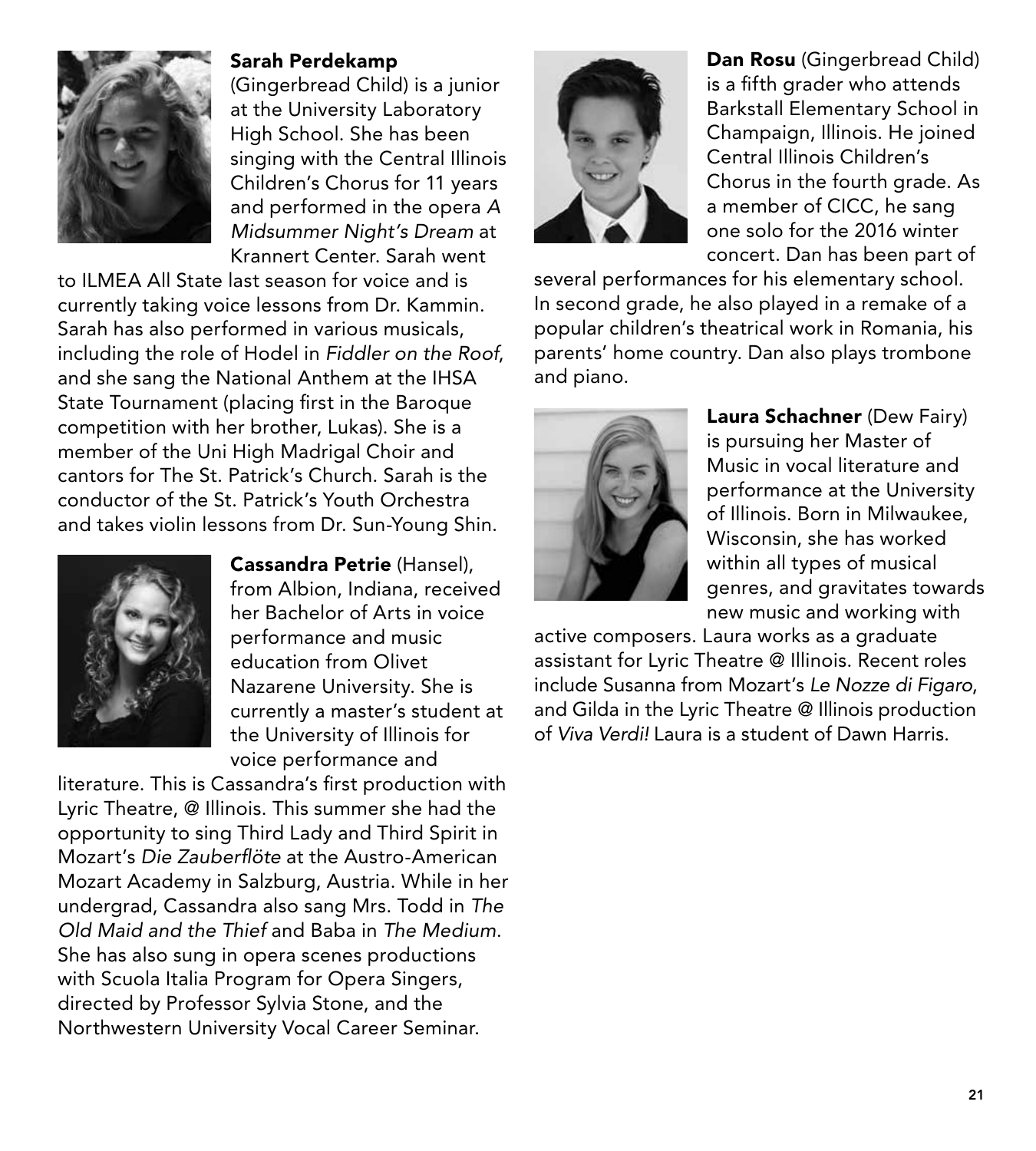**Sarah Perdekamp** (Gingerbread Child) is a junior at the University Laboratory High School. She has been singing with the Central Illinois Children's Chorus for 11 years and performed in the opera *A Midsummer Night's Dream* at Krannert Center. Sarah went to ILMEA All State last season for voice and is currently taking voice lessons from Dr. Kammin. Sarah has also performed in various musicals, including the role of Hodel in *Fiddler on the Roof*, and she sang the National Anthem at the IHSA State Tournament (placing first in the Baroque competition with her brother, Lukas). She is a member of the Uni High Madrigal Choir and cantors for The St. Patrick's Church. Sarah is the conductor of the St. Patrick's Youth Orchestra and takes violin lessons from Dr. Sun-Young Shin.

**Cassandra Petrie** (Hansel), from Albion, Indiana, received her Bachelor of Arts in voice performance and music education from Olivet Nazarene University. She is currently a master's student at the University of Illinois for voice performance and literature. This is Cassandra's first production with Lyric Theatre, @ Illinois. This summer she had the opportunity to sing Third Lady and Third Spirit in Mozart's *Die Zauberflöte* at the Austro-American Mozart Academy in Salzburg, Austria. While in her undergrad, Cassandra also sang Mrs. Todd in *The Old Maid and the Thief* and Baba in *The Medium*. She has also sung in opera scenes productions with Scuola Italia Program for Opera Singers, directed by Professor Sylvia Stone, and the Northwestern University Vocal Career Seminar.

**Dan Rosu** (Gingerbread Child) is a fifth grader who attends Barkstall Elementary School in Champaign, Illinois. He joined Central Illinois Children's Chorus in the fourth grade. As a member of CICC, he sang one solo for the 2016 winter concert. Dan has been part of several performances for his elementary school. In second grade, he also played in a remake of a popular children's theatrical work in Romania, his parents' home country. Dan also plays trombone and piano.

**Laura Schachner** (Dew Fairy) is pursuing her Master of Music in vocal literature and performance at the University of Illinois. Born in Milwaukee, Wisconsin, she has worked within all types of musical genres, and gravitates towards new music and working with active composers. Laura works as a graduate assistant for Lyric Theatre @ Illinois. Recent roles include Susanna from Mozart's *Le Nozze di Figaro*, and Gilda in the Lyric Theatre @ Illinois production of *Viva Verdi!* Laura is a student of Dawn Harris.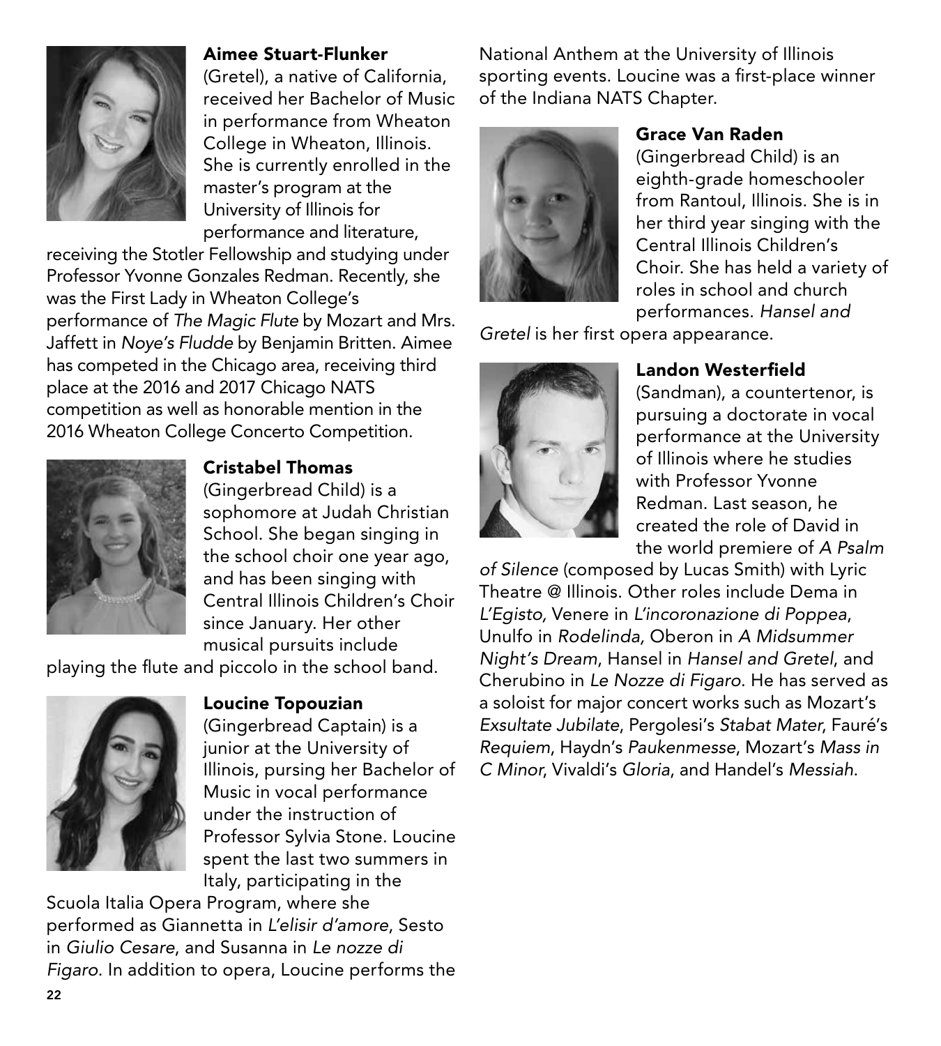**Aimee Stuart-Flunker** (Gretel), a native of California, received her Bachelor of Music in performance from Wheaton College in Wheaton, Illinois. She is currently enrolled in the master's program at the University of Illinois for performance and literature, receiving the Stotler Fellowship and studying under Professor Yvonne Gonzales Redman. Recently, she was the First Lady in Wheaton College's performance of *The Magic Flute* by Mozart and Mrs. Jaffett in *Noye's Fludde* by Benjamin Britten. Aimee has competed in the Chicago area, receiving third place at the 2016 and 2017 Chicago NATS competition as well as honorable mention in the 2016 Wheaton College Concerto Competition.

**Cristabel Thomas** (Gingerbread Child) is a sophomore at Judah Christian School. She began singing in the school choir one year ago, and has been singing with Central Illinois Children's Choir since January. Her other musical pursuits include playing the flute and piccolo in the school band.

**Loucine Topouzian** (Gingerbread Captain) is a junior at the University of Illinois, pursing her Bachelor of Music in vocal performance under the instruction of Professor Sylvia Stone. Loucine spent the last two summers in Italy, participating in the Scuola Italia Opera Program, where she performed as Giannetta in *L'elisir d'amore*, Sesto in *Giulio Cesare*, and Susanna in *Le nozze di Figaro*. In addition to opera, Loucine performs the National Anthem at the University of Illinois sporting events. Loucine was a first-place winner of the Indiana NATS Chapter.

**Grace Van Raden** (Gingerbread Child) is an eighth-grade homeschooler from Rantoul, Illinois. She is in her third year singing with the Central Illinois Children's Choir. She has held a variety of roles in school and church performances. *Hansel and Gretel* is her first opera appearance.

**Landon Westerfield** (Sandman), a countertenor, is pursuing a doctorate in vocal performance at the University of Illinois where he studies with Professor Yvonne Redman. Last season, he created the role of David in the world premiere of *A Psalm of Silence* (composed by Lucas Smith) with Lyric Theatre @ Illinois. Other roles include Dema in *L'Egisto,* Venere in *L'incoronazione di Poppea*, Unulfo in *Rodelinda,* Oberon in *A Midsummer Night's Dream*, Hansel in *Hansel and Gretel*, and Cherubino in *Le Nozze di Figaro*. He has served as a soloist for major concert works such as Mozart's *Exsultate Jubilate*, Pergolesi's *Stabat Mater*, Fauré's *Requiem*, Haydn's *Paukenmesse*, Mozart's *Mass in C Minor*, Vivaldi's *Gloria*, and Handel's *Messiah*.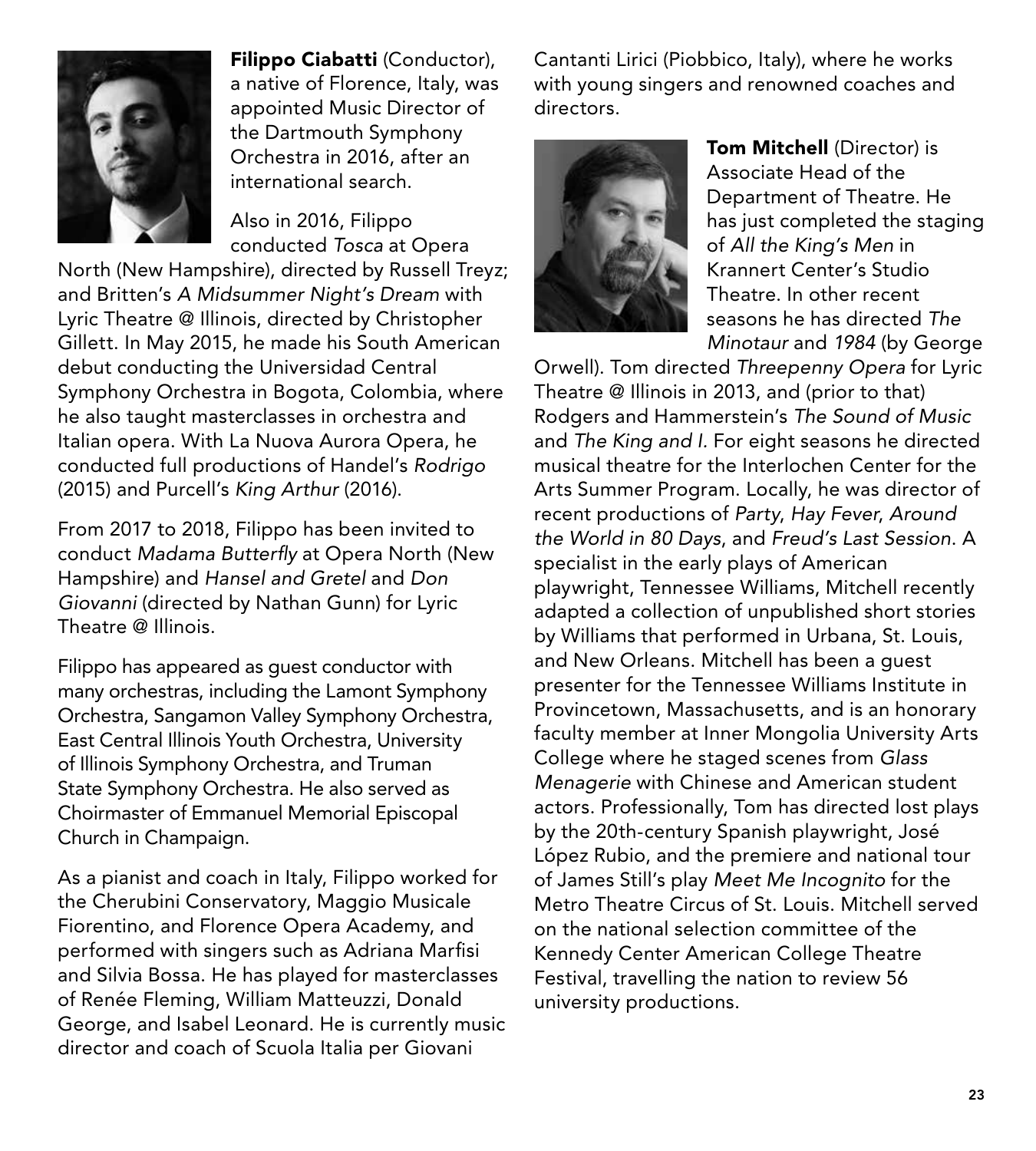**Filippo Ciabatti** (Conductor), a native of Florence, Italy, was appointed Music Director of the Dartmouth Symphony Orchestra in 2016, after an international search.

Also in 2016, Filippo conducted *Tosca* at Opera North (New Hampshire), directed by Russell Treyz; and Britten's *A Midsummer Night's Dream* with Lyric Theatre @ Illinois, directed by Christopher Gillett. In May 2015, he made his South American debut conducting the Universidad Central Symphony Orchestra in Bogota, Colombia, where he also taught masterclasses in orchestra and Italian opera. With La Nuova Aurora Opera, he conducted full productions of Handel's *Rodrigo* (2015) and Purcell's *King Arthur* (2016).

From 2017 to 2018, Filippo has been invited to conduct *Madama Butterfly* at Opera North (New Hampshire) and *Hansel and Gretel* and *Don Giovanni* (directed by Nathan Gunn) for Lyric Theatre @ Illinois.

Filippo has appeared as guest conductor with many orchestras, including the Lamont Symphony Orchestra, Sangamon Valley Symphony Orchestra, East Central Illinois Youth Orchestra, University of Illinois Symphony Orchestra, and Truman State Symphony Orchestra. He also served as Choirmaster of Emmanuel Memorial Episcopal Church in Champaign.

As a pianist and coach in Italy, Filippo worked for the Cherubini Conservatory, Maggio Musicale Fiorentino, and Florence Opera Academy, and performed with singers such as Adriana Marfisi and Silvia Bossa. He has played for masterclasses of Renée Fleming, William Matteuzzi, Donald George, and Isabel Leonard. He is currently music director and coach of Scuola Italia per Giovani Cantanti Lirici (Piobbico, Italy), where he works with young singers and renowned coaches and directors.

**Tom Mitchell** (Director) is Associate Head of the Department of Theatre. He has just completed the staging of *All the King's Men* in Krannert Center's Studio Theatre. In other recent seasons he has directed *The Minotaur* and *1984* (by George Orwell). Tom directed *Threepenny Opera* for Lyric Theatre @ Illinois in 2013, and (prior to that) Rodgers and Hammerstein's *The Sound of Music* and *The King and I*. For eight seasons he directed musical theatre for the Interlochen Center for the Arts Summer Program. Locally, he was director of recent productions of *Party*, *Hay Fever*, *Around the World in 80 Days*, and *Freud's Last Session*. A specialist in the early plays of American playwright, Tennessee Williams, Mitchell recently adapted a collection of unpublished short stories by Williams that performed in Urbana, St. Louis, and New Orleans. Mitchell has been a guest presenter for the Tennessee Williams Institute in Provincetown, Massachusetts, and is an honorary faculty member at Inner Mongolia University Arts College where he staged scenes from *Glass Menagerie* with Chinese and American student actors. Professionally, Tom has directed lost plays by the 20th-century Spanish playwright, José López Rubio, and the premiere and national tour of James Still's play *Meet Me Incognito* for the Metro Theatre Circus of St. Louis. Mitchell served on the national selection committee of the Kennedy Center American College Theatre Festival, travelling the nation to review 56 university productions.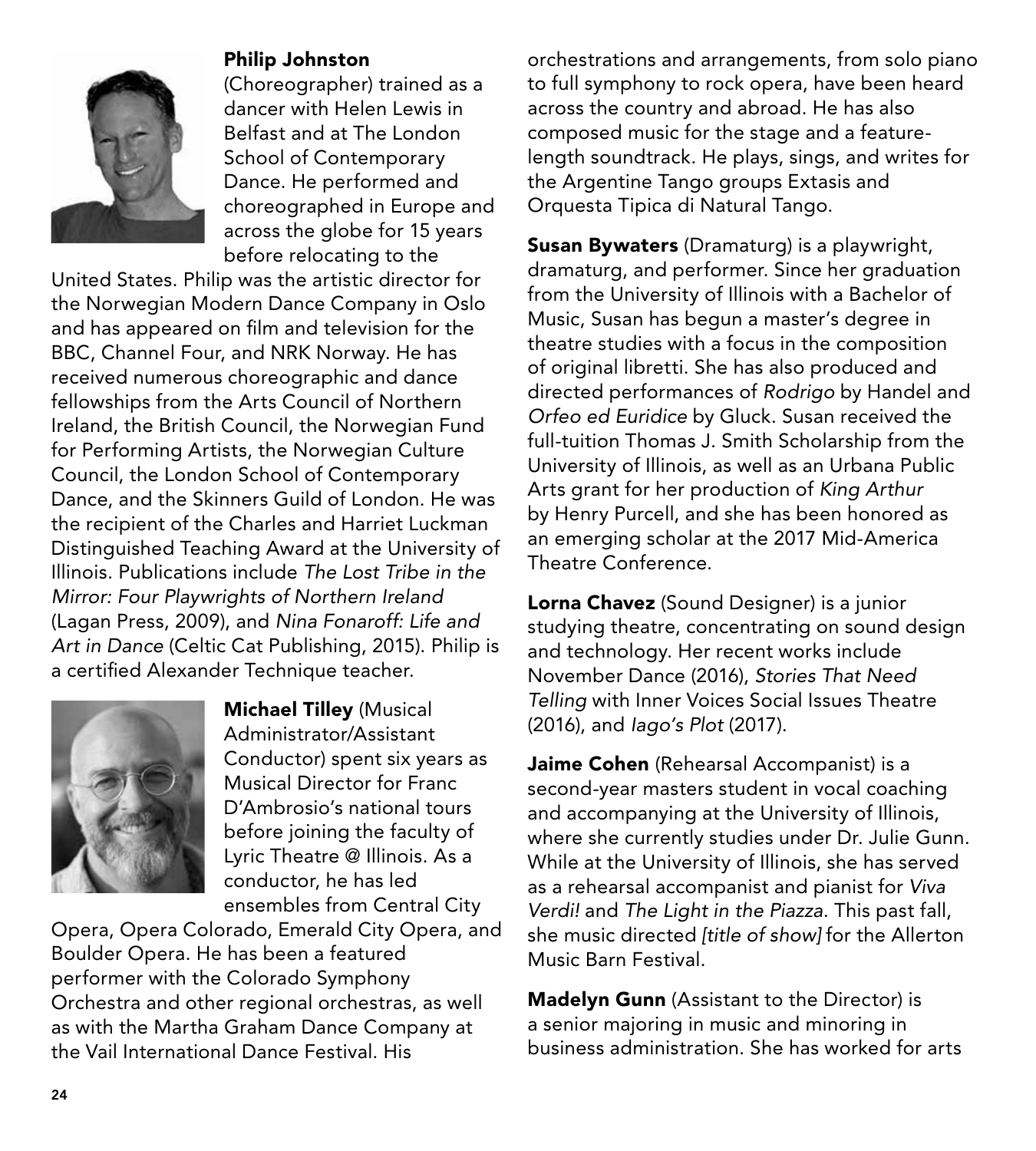**Philip Johnston** (Choreographer) trained as a dancer with Helen Lewis in Belfast and at The London School of Contemporary Dance. He performed and choreographed in Europe and across the globe for 15 years before relocating to the United States. Philip was the artistic director for the Norwegian Modern Dance Company in Oslo and has appeared on film and television for the BBC, Channel Four, and NRK Norway. He has received numerous choreographic and dance fellowships from the Arts Council of Northern Ireland, the British Council, the Norwegian Fund for Performing Artists, the Norwegian Culture Council, the London School of Contemporary Dance, and the Skinners Guild of London. He was the recipient of the Charles and Harriet Luckman Distinguished Teaching Award at the University of Illinois. Publications include *The Lost Tribe in the Mirror: Four Playwrights of Northern Ireland* (Lagan Press, 2009), and *Nina Fonaroff: Life and Art in Dance* (Celtic Cat Publishing, 2015). Philip is a certified Alexander Technique teacher.

**Michael Tilley** (Musical Administrator/Assistant Conductor) spent six years as Musical Director for Franc D'Ambrosio's national tours before joining the faculty of Lyric Theatre @ Illinois. As a conductor, he has led ensembles from Central City Opera, Opera Colorado, Emerald City Opera, and Boulder Opera. He has been a featured performer with the Colorado Symphony Orchestra and other regional orchestras, as well as with the Martha Graham Dance Company at the Vail International Dance Festival. His orchestrations and arrangements, from solo piano to full symphony to rock opera, have been heard across the country and abroad. He has also composed music for the stage and a feature-length soundtrack. He plays, sings, and writes for the Argentine Tango groups Extasis and Orquesta Tipica di Natural Tango.

**Susan Bywaters** (Dramaturg) is a playwright, dramaturg, and performer. Since her graduation from the University of Illinois with a Bachelor of Music, Susan has begun a master's degree in theatre studies with a focus in the composition of original libretti. She has also produced and directed performances of *Rodrigo* by Handel and *Orfeo ed Euridice* by Gluck. Susan received the full-tuition Thomas J. Smith Scholarship from the University of Illinois, as well as an Urbana Public Arts grant for her production of *King Arthur* by Henry Purcell, and she has been honored as an emerging scholar at the 2017 Mid-America Theatre Conference.

**Lorna Chavez** (Sound Designer) is a junior studying theatre, concentrating on sound design and technology. Her recent works include November Dance (2016), *Stories That Need Telling* with Inner Voices Social Issues Theatre (2016), and *Iago's Plot* (2017).

**Jaime Cohen** (Rehearsal Accompanist) is a second-year masters student in vocal coaching and accompanying at the University of Illinois, where she currently studies under Dr. Julie Gunn. While at the University of Illinois, she has served as a rehearsal accompanist and pianist for *Viva Verdi!* and *The Light in the Piazza*. This past fall, she music directed *[title of show]* for the Allerton Music Barn Festival.

**Madelyn Gunn** (Assistant to the Director) is a senior majoring in music and minoring in business administration. She has worked for arts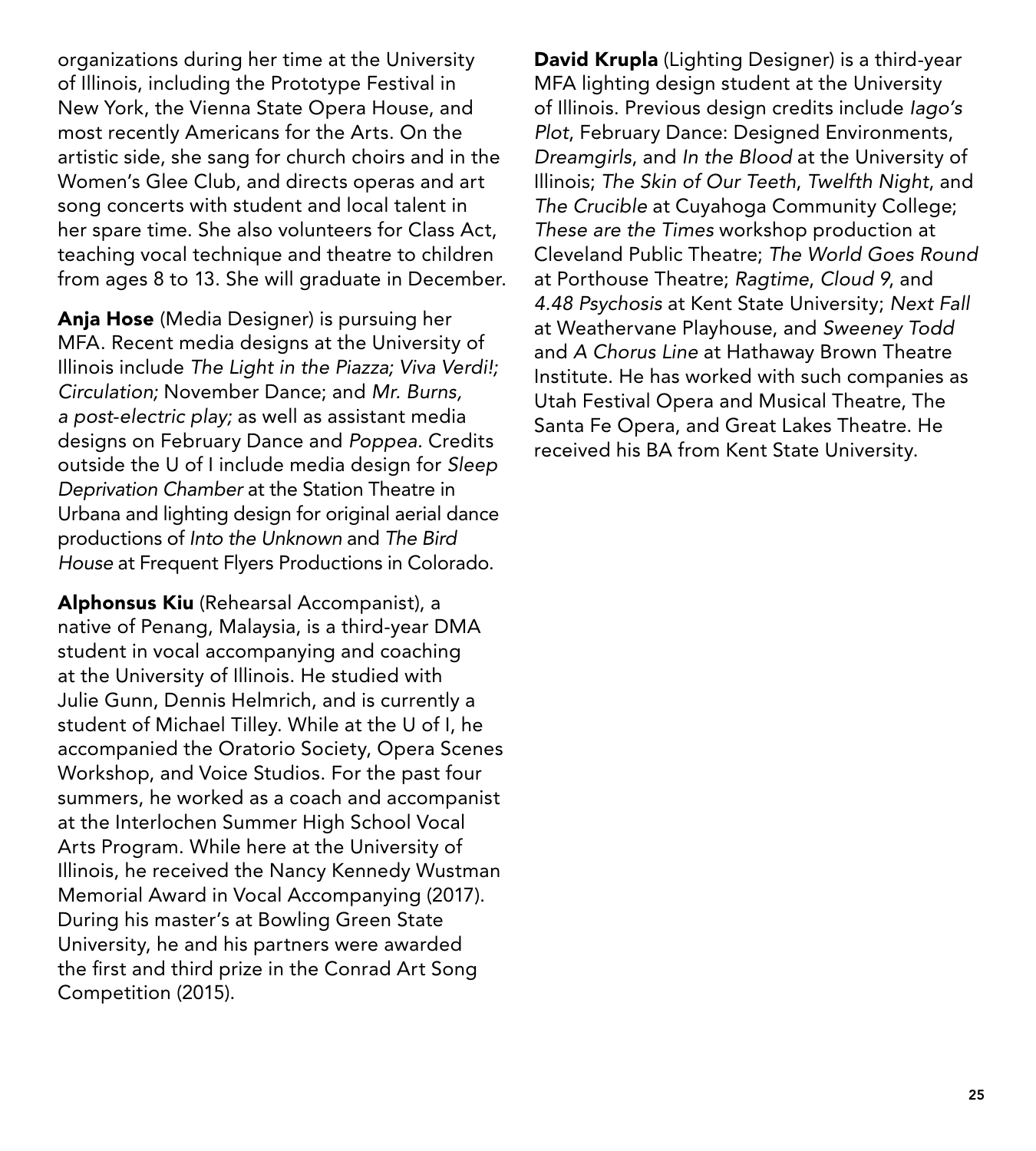organizations during her time at the University of Illinois, including the Prototype Festival in New York, the Vienna State Opera House, and most recently Americans for the Arts. On the artistic side, she sang for church choirs and in the Women's Glee Club, and directs operas and art song concerts with student and local talent in her spare time. She also volunteers for Class Act, teaching vocal technique and theatre to children from ages 8 to 13. She will graduate in December.

**Anja Hose** (Media Designer) is pursuing her MFA. Recent media designs at the University of Illinois include *The Light in the Piazza; Viva Verdi!; Circulation;* November Dance; and *Mr. Burns, a post-electric play;* as well as assistant media designs on February Dance and *Poppea.* Credits outside the U of I include media design for *Sleep Deprivation Chamber* at the Station Theatre in Urbana and lighting design for original aerial dance productions of *Into the Unknown* and *The Bird House* at Frequent Flyers Productions in Colorado.

**Alphonsus Kiu** (Rehearsal Accompanist), a native of Penang, Malaysia, is a third-year DMA student in vocal accompanying and coaching at the University of Illinois. He studied with Julie Gunn, Dennis Helmrich, and is currently a student of Michael Tilley. While at the U of I, he accompanied the Oratorio Society, Opera Scenes Workshop, and Voice Studios. For the past four summers, he worked as a coach and accompanist at the Interlochen Summer High School Vocal Arts Program. While here at the University of Illinois, he received the Nancy Kennedy Wustman Memorial Award in Vocal Accompanying (2017). During his master's at Bowling Green State University, he and his partners were awarded the first and third prize in the Conrad Art Song Competition (2015).

**David Krupla** (Lighting Designer) is a third-year MFA lighting design student at the University of Illinois. Previous design credits include *Iago's Plot*, February Dance: Designed Environments, *Dreamgirls*, and *In the Blood* at the University of Illinois; *The Skin of Our Teeth*, *Twelfth Night*, and *The Crucible* at Cuyahoga Community College; *These are the Times* workshop production at Cleveland Public Theatre; *The World Goes Round* at Porthouse Theatre; *Ragtime*, *Cloud 9*, and *4.48 Psychosis* at Kent State University; *Next Fall* at Weathervane Playhouse, and *Sweeney Todd* and *A Chorus Line* at Hathaway Brown Theatre Institute. He has worked with such companies as Utah Festival Opera and Musical Theatre, The Santa Fe Opera, and Great Lakes Theatre. He received his BA from Kent State University.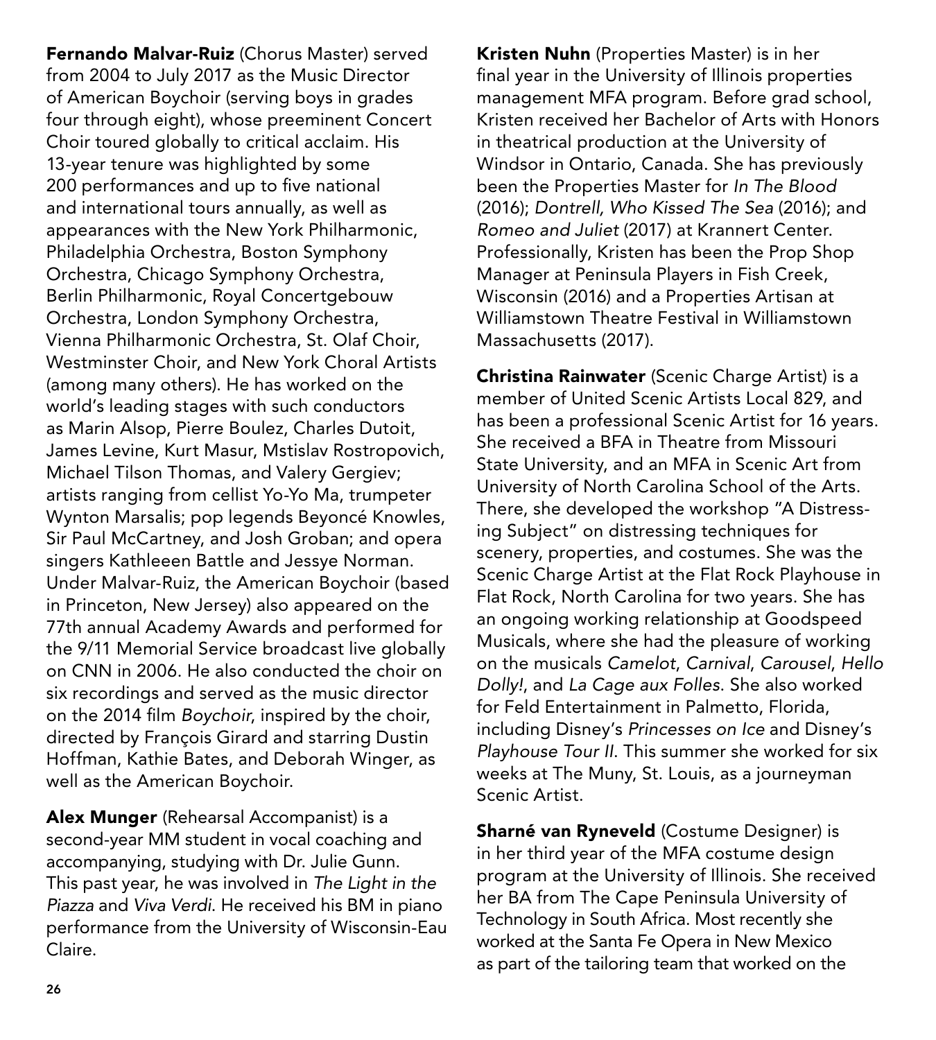**Fernando Malvar-Ruiz** (Chorus Master) served from 2004 to July 2017 as the Music Director of American Boychoir (serving boys in grades four through eight), whose preeminent Concert Choir toured globally to critical acclaim. His 13-year tenure was highlighted by some 200 performances and up to five national and international tours annually, as well as appearances with the New York Philharmonic, Philadelphia Orchestra, Boston Symphony Orchestra, Chicago Symphony Orchestra, Berlin Philharmonic, Royal Concertgebouw Orchestra, London Symphony Orchestra, Vienna Philharmonic Orchestra, St. Olaf Choir, Westminster Choir, and New York Choral Artists (among many others). He has worked on the world's leading stages with such conductors as Marin Alsop, Pierre Boulez, Charles Dutoit, James Levine, Kurt Masur, Mstislav Rostropovich, Michael Tilson Thomas, and Valery Gergiev; artists ranging from cellist Yo-Yo Ma, trumpeter Wynton Marsalis; pop legends Beyoncé Knowles, Sir Paul McCartney, and Josh Groban; and opera singers Kathleeen Battle and Jessye Norman. Under Malvar-Ruiz, the American Boychoir (based in Princeton, New Jersey) also appeared on the 77th annual Academy Awards and performed for the 9/11 Memorial Service broadcast live globally on CNN in 2006. He also conducted the choir on six recordings and served as the music director on the 2014 film *Boychoir*, inspired by the choir, directed by François Girard and starring Dustin Hoffman, Kathie Bates, and Deborah Winger, as well as the American Boychoir.

**Alex Munger** (Rehearsal Accompanist) is a second-year MM student in vocal coaching and accompanying, studying with Dr. Julie Gunn. This past year, he was involved in *The Light in the Piazza* and *Viva Verdi*. He received his BM in piano performance from the University of Wisconsin-Eau Claire.

**Kristen Nuhn** (Properties Master) is in her final year in the University of Illinois properties management MFA program. Before grad school, Kristen received her Bachelor of Arts with Honors in theatrical production at the University of Windsor in Ontario, Canada. She has previously been the Properties Master for *In The Blood* (2016); *Dontrell, Who Kissed The Sea* (2016); and *Romeo and Juliet* (2017) at Krannert Center. Professionally, Kristen has been the Prop Shop Manager at Peninsula Players in Fish Creek, Wisconsin (2016) and a Properties Artisan at Williamstown Theatre Festival in Williamstown Massachusetts (2017).

**Christina Rainwater** (Scenic Charge Artist) is a member of United Scenic Artists Local 829, and has been a professional Scenic Artist for 16 years. She received a BFA in Theatre from Missouri State University, and an MFA in Scenic Art from University of North Carolina School of the Arts. There, she developed the workshop "A Distressing Subject" on distressing techniques for scenery, properties, and costumes. She was the Scenic Charge Artist at the Flat Rock Playhouse in Flat Rock, North Carolina for two years. She has an ongoing working relationship at Goodspeed Musicals, where she had the pleasure of working on the musicals *Camelot*, *Carnival*, *Carousel*, *Hello Dolly!*, and *La Cage aux Folles*. She also worked for Feld Entertainment in Palmetto, Florida, including Disney's *Princesses on Ice* and Disney's *Playhouse Tour II*. This summer she worked for six weeks at The Muny, St. Louis, as a journeyman Scenic Artist.

**Sharné van Ryneveld** (Costume Designer) is in her third year of the MFA costume design program at the University of Illinois. She received her BA from The Cape Peninsula University of Technology in South Africa. Most recently she worked at the Santa Fe Opera in New Mexico as part of the tailoring team that worked on the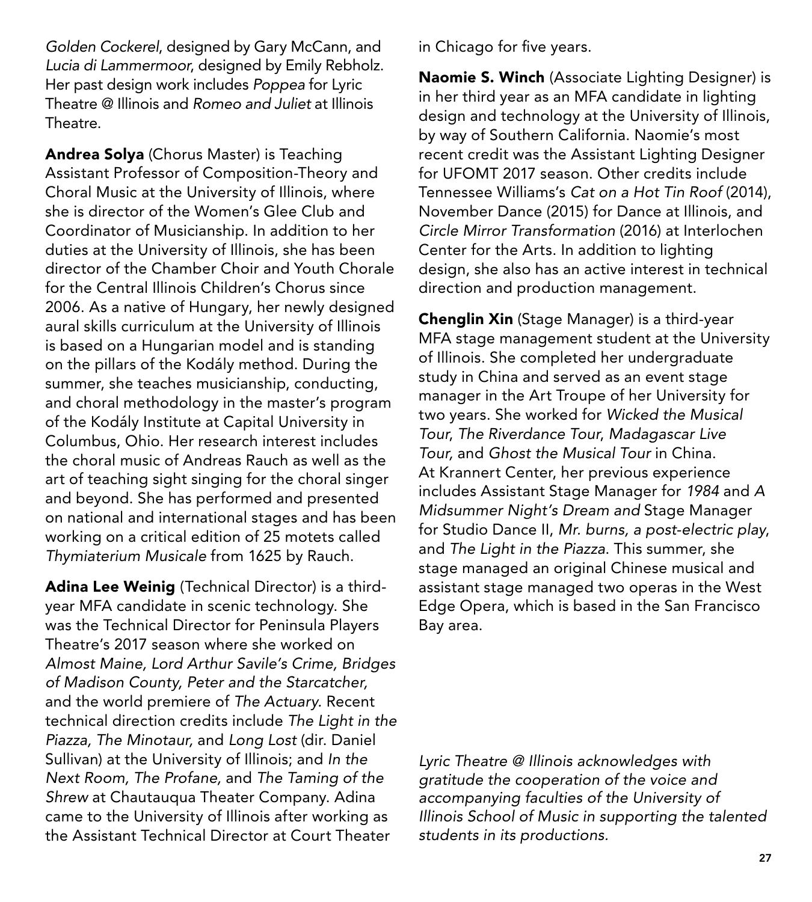*Golden Cockerel*, designed by Gary McCann, and *Lucia di Lammermoor*, designed by Emily Rebholz. Her past design work includes *Poppea* for Lyric Theatre @ Illinois and *Romeo and Juliet* at Illinois Theatre.

**Andrea Solya** (Chorus Master) is Teaching Assistant Professor of Composition-Theory and Choral Music at the University of Illinois, where she is director of the Women's Glee Club and Coordinator of Musicianship. In addition to her duties at the University of Illinois, she has been director of the Chamber Choir and Youth Chorale for the Central Illinois Children's Chorus since 2006. As a native of Hungary, her newly designed aural skills curriculum at the University of Illinois is based on a Hungarian model and is standing on the pillars of the Kodály method. During the summer, she teaches musicianship, conducting, and choral methodology in the master's program of the Kodály Institute at Capital University in Columbus, Ohio. Her research interest includes the choral music of Andreas Rauch as well as the art of teaching sight singing for the choral singer and beyond. She has performed and presented on national and international stages and has been working on a critical edition of 25 motets called *Thymiaterium Musicale* from 1625 by Rauch.

**Adina Lee Weinig** (Technical Director) is a third-year MFA candidate in scenic technology. She was the Technical Director for Peninsula Players Theatre's 2017 season where she worked on *Almost Maine, Lord Arthur Savile's Crime, Bridges of Madison County, Peter and the Starcatcher,* and the world premiere of *The Actuary.* Recent technical direction credits include *The Light in the Piazza, The Minotaur,* and *Long Lost* (dir. Daniel Sullivan) at the University of Illinois; and *In the Next Room, The Profane,* and *The Taming of the Shrew* at Chautauqua Theater Company. Adina came to the University of Illinois after working as the Assistant Technical Director at Court Theater in Chicago for five years.

**Naomie S. Winch** (Associate Lighting Designer) is in her third year as an MFA candidate in lighting design and technology at the University of Illinois, by way of Southern California. Naomie's most recent credit was the Assistant Lighting Designer for UFOMT 2017 season. Other credits include Tennessee Williams's *Cat on a Hot Tin Roof* (2014), November Dance (2015) for Dance at Illinois, and *Circle Mirror Transformation* (2016) at Interlochen Center for the Arts. In addition to lighting design, she also has an active interest in technical direction and production management.

**Chenglin Xin** (Stage Manager) is a third-year MFA stage management student at the University of Illinois. She completed her undergraduate study in China and served as an event stage manager in the Art Troupe of her University for two years. She worked for *Wicked the Musical Tour, The Riverdance Tour, Madagascar Live Tour,* and *Ghost the Musical Tour* in China. At Krannert Center, her previous experience includes Assistant Stage Manager for *1984* and *A Midsummer Night's Dream and* Stage Manager for Studio Dance II, *Mr. burns, a post-electric play*, and *The Light in the Piazza*. This summer, she stage managed an original Chinese musical and assistant stage managed two operas in the West Edge Opera, which is based in the San Francisco Bay area.

*Lyric Theatre @ Illinois acknowledges with gratitude the cooperation of the voice and accompanying faculties of the University of Illinois School of Music in supporting the talented students in its productions.*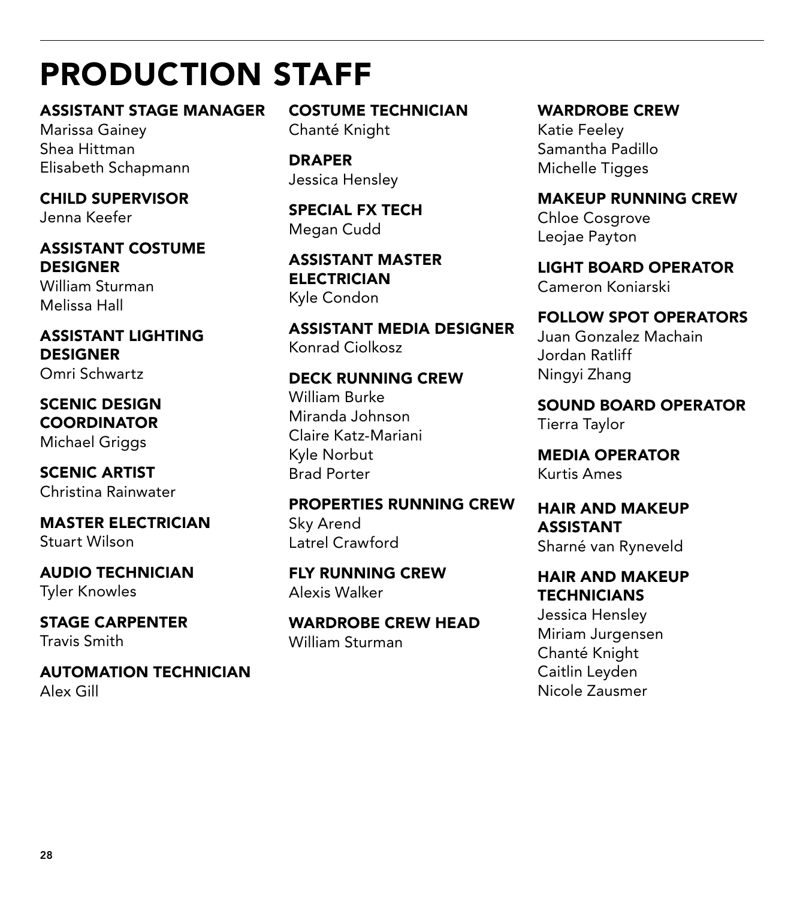# PRODUCTION STAFF

**ASSISTANT STAGE MANAGER**
Marissa Gainey
Shea Hittman
Elisabeth Schapmann

**CHILD SUPERVISOR**
Jenna Keefer

**ASSISTANT COSTUME DESIGNER**
William Sturman
Melissa Hall

**ASSISTANT LIGHTING DESIGNER**
Omri Schwartz

**SCENIC DESIGN COORDINATOR**
Michael Griggs

**SCENIC ARTIST**
Christina Rainwater

**MASTER ELECTRICIAN**
Stuart Wilson

**AUDIO TECHNICIAN**
Tyler Knowles

**STAGE CARPENTER**
Travis Smith

**AUTOMATION TECHNICIAN**
Alex Gill

**COSTUME TECHNICIAN**
Chanté Knight

**DRAPER**
Jessica Hensley

**SPECIAL FX TECH**
Megan Cudd

**ASSISTANT MASTER ELECTRICIAN**
Kyle Condon

**ASSISTANT MEDIA DESIGNER**
Konrad Ciolkosz

**DECK RUNNING CREW**
William Burke
Miranda Johnson
Claire Katz-Mariani
Kyle Norbut
Brad Porter

**PROPERTIES RUNNING CREW**
Sky Arend
Latrel Crawford

**FLY RUNNING CREW**
Alexis Walker

**WARDROBE CREW HEAD**
William Sturman

**WARDROBE CREW**
Katie Feeley
Samantha Padillo
Michelle Tigges

**MAKEUP RUNNING CREW**
Chloe Cosgrove
Leojae Payton

**LIGHT BOARD OPERATOR**
Cameron Koniarski

**FOLLOW SPOT OPERATORS**
Juan Gonzalez Machain
Jordan Ratliff
Ningyi Zhang

**SOUND BOARD OPERATOR**
Tierra Taylor

**MEDIA OPERATOR**
Kurtis Ames

**HAIR AND MAKEUP ASSISTANT**
Sharné van Ryneveld

**HAIR AND MAKEUP TECHNICIANS**
Jessica Hensley
Miriam Jurgensen
Chanté Knight
Caitlin Leyden
Nicole Zausmer